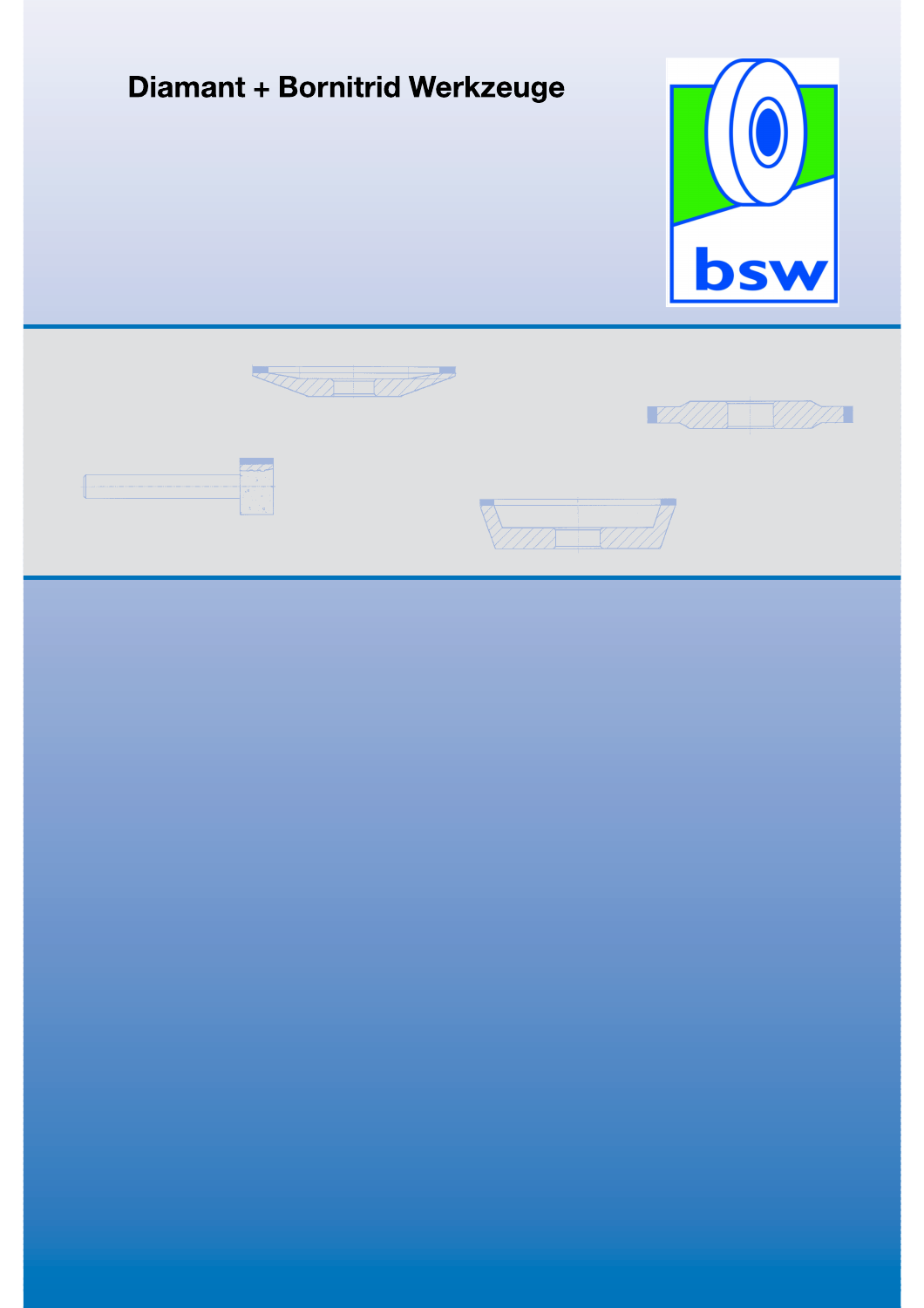# Diamant + Bornitrid Werkzeuge

bsw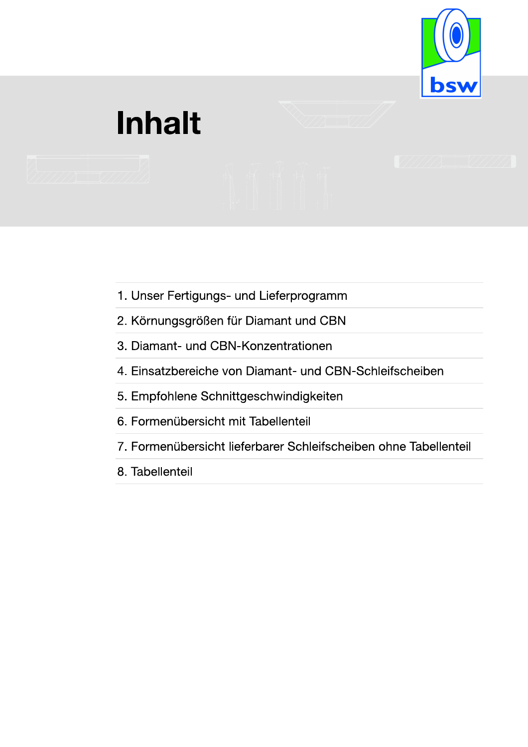# Inhalt

1. Unser Fertigungs- und Lieferprogramm
2. Körnungsgrößen für Diamant und CBN
3. Diamant- und CBN-Konzentrationen
4. Einsatzbereiche von Diamant- und CBN-Schleifscheiben
5. Empfohlene Schnittgeschwindigkeiten
6. Formenübersicht mit Tabellenteil
7. Formenübersicht lieferbarer Schleifscheiben ohne Tabellenteil
8. Tabellenteil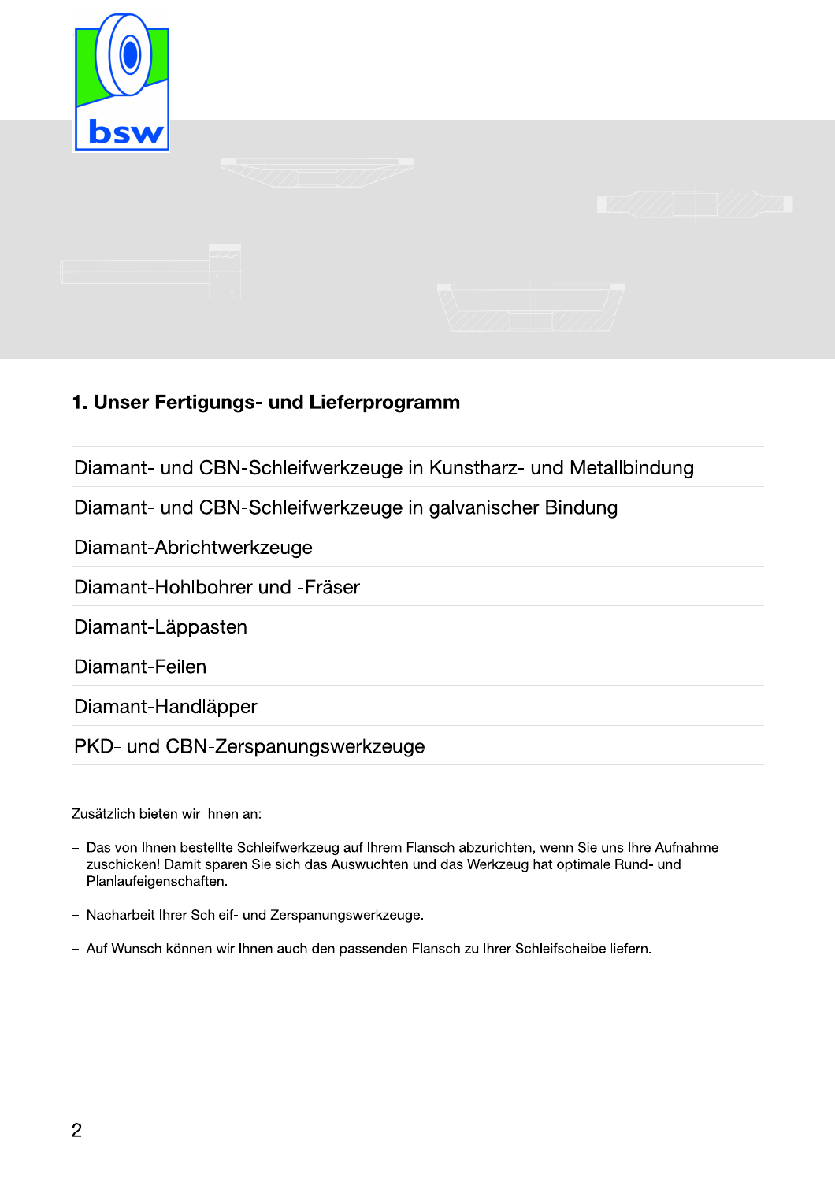## 1. Unser Fertigungs- und Lieferprogramm

- Diamant- und CBN-Schleifwerkzeuge in Kunstharz- und Metallbindung
- Diamant- und CBN-Schleifwerkzeuge in galvanischer Bindung
- Diamant-Abrichtwerkzeuge
- Diamant-Hohlbohrer und -Fräser
- Diamant-Läppasten
- Diamant-Feilen
- Diamant-Handläpper
- PKD- und CBN-Zerspanungswerkzeuge

Zusätzlich bieten wir Ihnen an:

- Das von Ihnen bestellte Schleifwerkzeug auf Ihrem Flansch abzurichten, wenn Sie uns Ihre Aufnahme zuschicken! Damit sparen Sie sich das Auswuchten und das Werkzeug hat optimale Rund- und Planlaufeigenschaften.
- Nacharbeit Ihrer Schleif- und Zerspanungswerkzeuge.
- Auf Wunsch können wir Ihnen auch den passenden Flansch zu Ihrer Schleifscheibe liefern.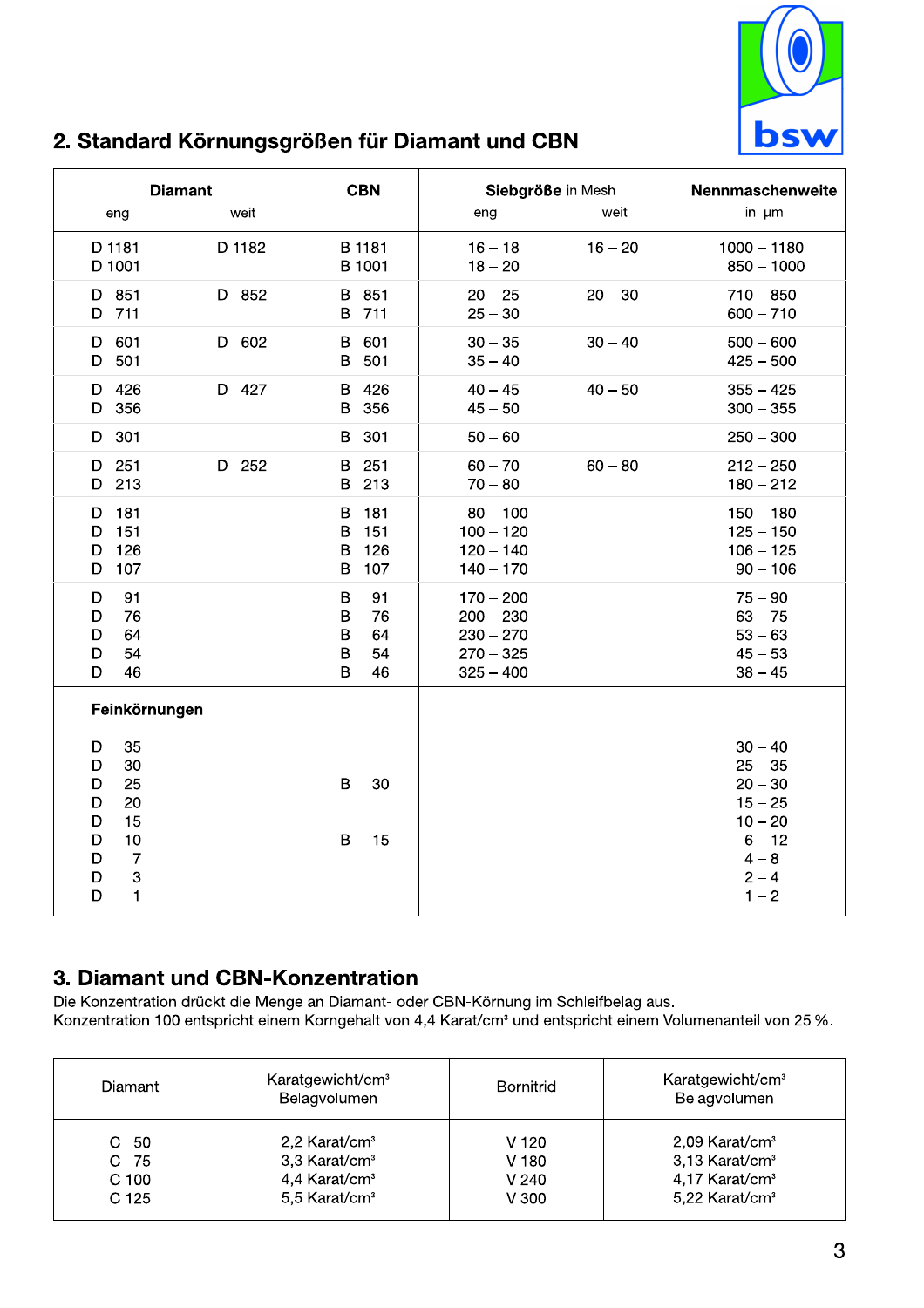## 2. Standard Körnungsgrößen für Diamant und CBN

| Diamant eng | Diamant weit | CBN | Siebgröße in Mesh eng | Siebgröße in Mesh weit | Nennmaschenweite in µm |
|---|---|---|---|---|---|
| D 1181 | D 1182 | B 1181 | 16 – 18 | 16 – 20 | 1000 – 1180 |
| D 1001 | | B 1001 | 18 – 20 | | 850 – 1000 |
| D 851 | D 852 | B 851 | 20 – 25 | 20 – 30 | 710 – 850 |
| D 711 | | B 711 | 25 – 30 | | 600 – 710 |
| D 601 | D 602 | B 601 | 30 – 35 | 30 – 40 | 500 – 600 |
| D 501 | | B 501 | 35 – 40 | | 425 – 500 |
| D 426 | D 427 | B 426 | 40 – 45 | 40 – 50 | 355 – 425 |
| D 356 | | B 356 | 45 – 50 | | 300 – 355 |
| D 301 | | B 301 | 50 – 60 | | 250 – 300 |
| D 251 | D 252 | B 251 | 60 – 70 | 60 – 80 | 212 – 250 |
| D 213 | | B 213 | 70 – 80 | | 180 – 212 |
| D 181 | | B 181 | 80 – 100 | | 150 – 180 |
| D 151 | | B 151 | 100 – 120 | | 125 – 150 |
| D 126 | | B 126 | 120 – 140 | | 106 – 125 |
| D 107 | | B 107 | 140 – 170 | | 90 – 106 |
| D 91 | | B 91 | 170 – 200 | | 75 – 90 |
| D 76 | | B 76 | 200 – 230 | | 63 – 75 |
| D 64 | | B 64 | 230 – 270 | | 53 – 63 |
| D 54 | | B 54 | 270 – 325 | | 45 – 53 |
| D 46 | | B 46 | 325 – 400 | | 38 – 45 |
| **Feinkörnungen** | | | | | |
| D 35 | | | | | 30 – 40 |
| D 30 | | | | | 25 – 35 |
| D 25 | | B 30 | | | 20 – 30 |
| D 20 | | | | | 15 – 25 |
| D 15 | | | | | 10 – 20 |
| D 10 | | B 15 | | | 6 – 12 |
| D 7 | | | | | 4 – 8 |
| D 3 | | | | | 2 – 4 |
| D 1 | | | | | 1 – 2 |

## 3. Diamant und CBN-Konzentration

Die Konzentration drückt die Menge an Diamant- oder CBN-Körnung im Schleifbelag aus.
Konzentration 100 entspricht einem Korngehalt von 4,4 Karat/cm³ und entspricht einem Volumenanteil von 25 %.

| Diamant | Karatgewicht/cm³ Belagvolumen | Bornitrid | Karatgewicht/cm³ Belagvolumen |
|---|---|---|---|
| C 50 | 2,2 Karat/cm³ | V 120 | 2,09 Karat/cm³ |
| C 75 | 3,3 Karat/cm³ | V 180 | 3,13 Karat/cm³ |
| C 100 | 4,4 Karat/cm³ | V 240 | 4,17 Karat/cm³ |
| C 125 | 5,5 Karat/cm³ | V 300 | 5,22 Karat/cm³ |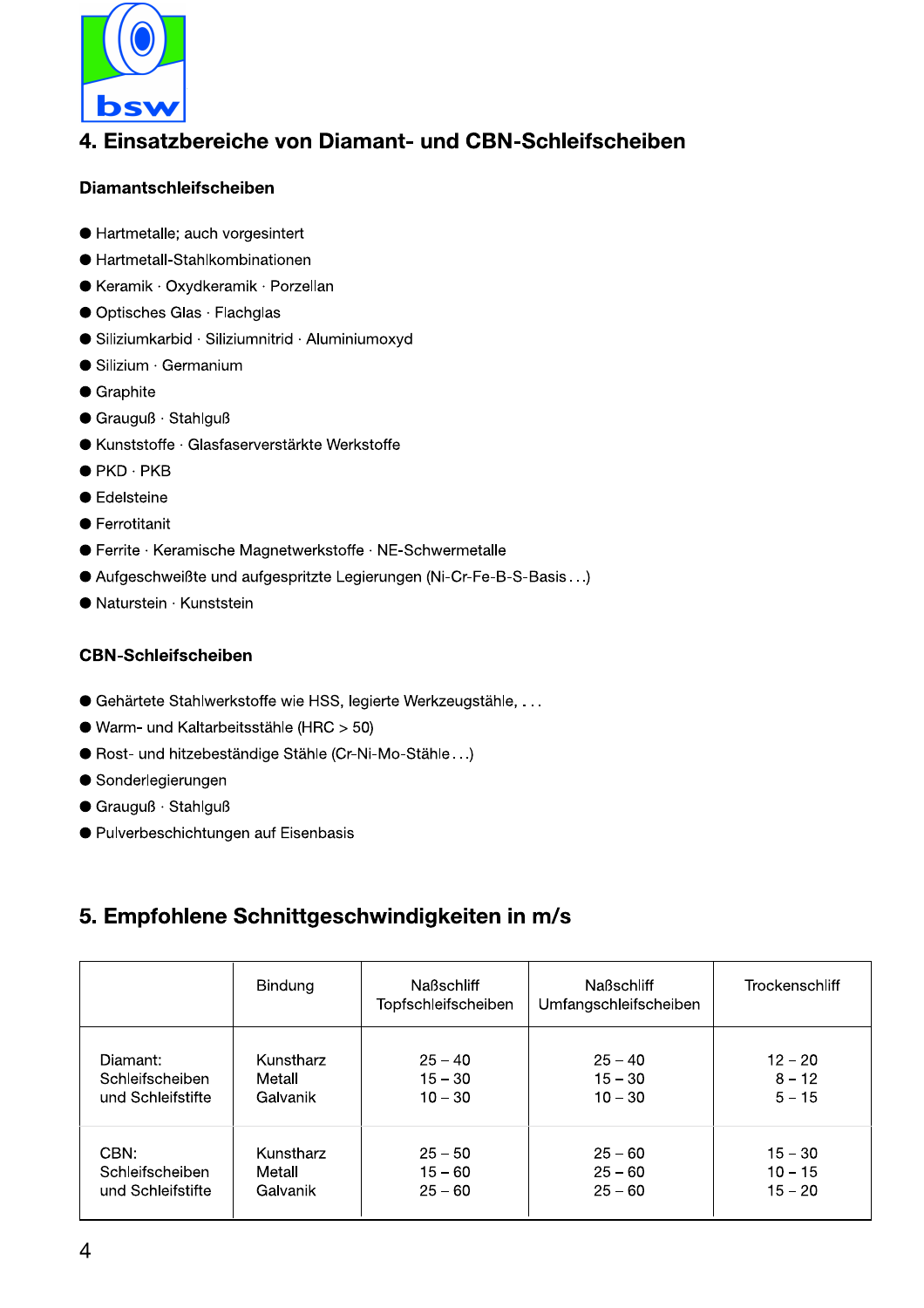## 4. Einsatzbereiche von Diamant- und CBN-Schleifscheiben

### Diamantschleifscheiben

- Hartmetalle; auch vorgesintert
- Hartmetall-Stahlkombinationen
- Keramik · Oxydkeramik · Porzellan
- Optisches Glas · Flachglas
- Siliziumkarbid · Siliziumnitrid · Aluminiumoxyd
- Silizium · Germanium
- Graphite
- Grauguß · Stahlguß
- Kunststoffe · Glasfaserverstärkte Werkstoffe
- PKD · PKB
- Edelsteine
- Ferrotitanit
- Ferrite · Keramische Magnetwerkstoffe · NE-Schwermetalle
- Aufgeschweißte und aufgespritzte Legierungen (Ni-Cr-Fe-B-S-Basis . . .)
- Naturstein · Kunststein

### CBN-Schleifscheiben

- Gehärtete Stahlwerkstoffe wie HSS, legierte Werkzeugstähle, . . .
- Warm- und Kaltarbeitsstähle (HRC > 50)
- Rost- und hitzebeständige Stähle (Cr-Ni-Mo-Stähle . . .)
- Sonderlegierungen
- Grauguß · Stahlguß
- Pulverbeschichtungen auf Eisenbasis

## 5. Empfohlene Schnittgeschwindigkeiten in m/s

| | Bindung | Naßschliff Topfschleifscheiben | Naßschliff Umfangschleifscheiben | Trockenschliff |
|---|---|---|---|---|
| Diamant: Schleifscheiben und Schleifstifte | Kunstharz<br>Metall<br>Galvanik | 25 – 40<br>15 – 30<br>10 – 30 | 25 – 40<br>15 – 30<br>10 – 30 | 12 – 20<br>8 – 12<br>5 – 15 |
| CBN: Schleifscheiben und Schleifstifte | Kunstharz<br>Metall<br>Galvanik | 25 – 50<br>15 – 60<br>25 – 60 | 25 – 60<br>25 – 60<br>25 – 60 | 15 – 30<br>10 – 15<br>15 – 20 |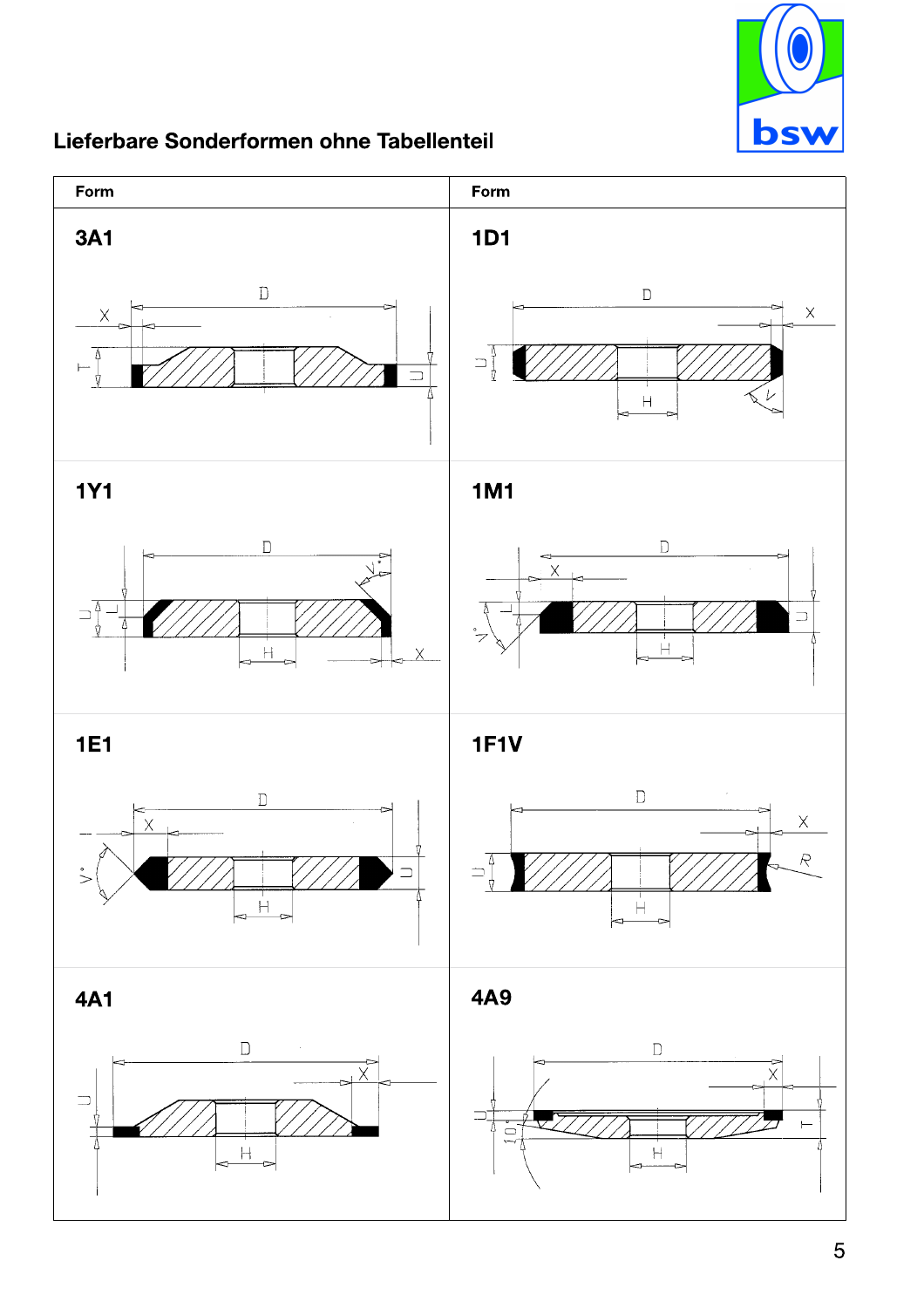## Lieferbare Sonderformen ohne Tabellenteil

| Form | Form |
|---|---|
| **3A1** | **1D1** |
| **1Y1** | **1M1** |
| **1E1** | **1F1V** |
| **4A1** | **4A9** |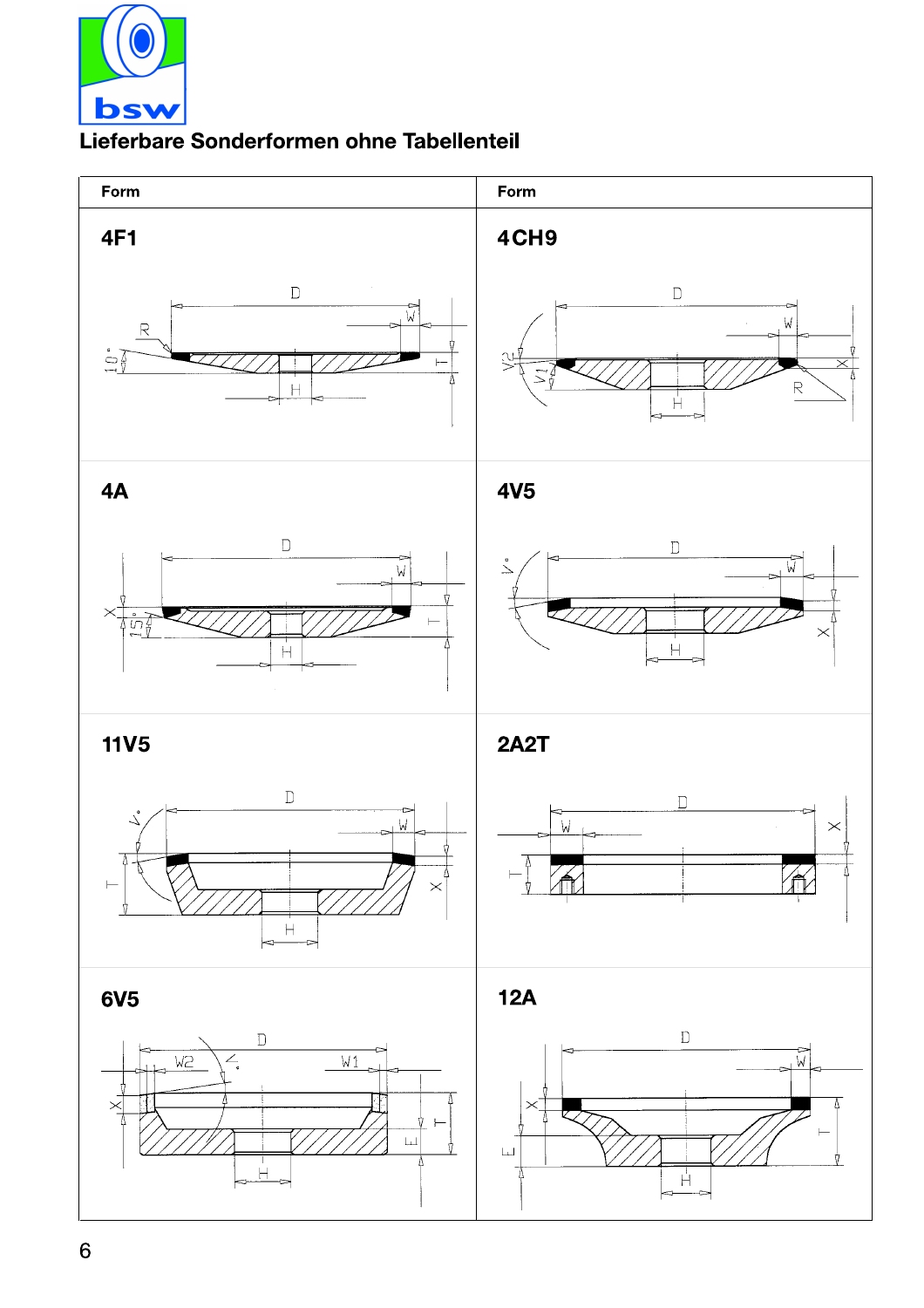# Lieferbare Sonderformen ohne Tabellenteil

| Form | Form |
|---|---|
| 4F1 | 4CH9 |
| 4A | 4V5 |
| 11V5 | 2A2T |
| 6V5 | 12A |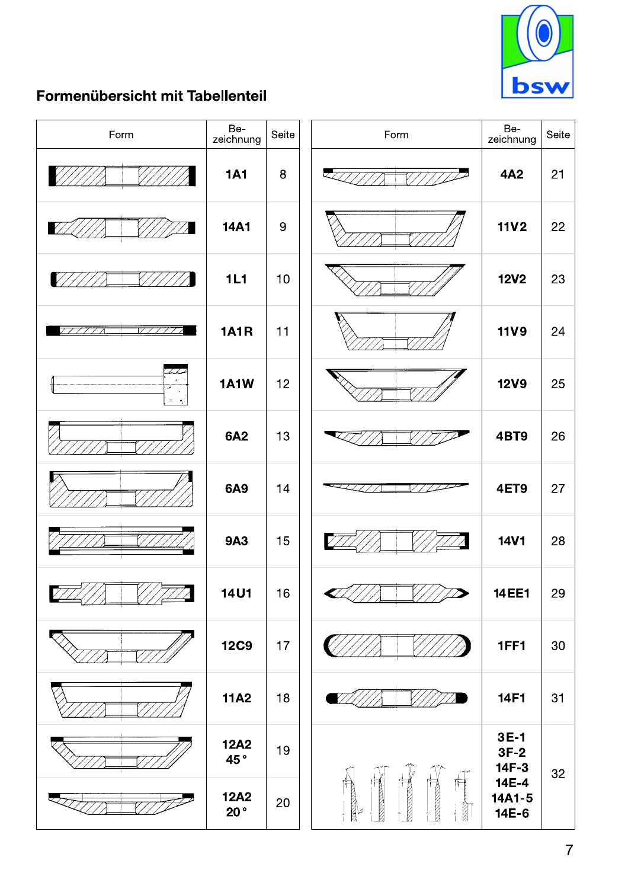## Formenübersicht mit Tabellenteil

| Form | Bezeichnung | Seite |
|---|---|---|
| | **1A1** | 8 |
| | **14A1** | 9 |
| | **1L1** | 10 |
| | **1A1R** | 11 |
| | **1A1W** | 12 |
| | **6A2** | 13 |
| | **6A9** | 14 |
| | **9A3** | 15 |
| | **14U1** | 16 |
| | **12C9** | 17 |
| | **11A2** | 18 |
| | **12A2 45°** | 19 |
| | **12A2 20°** | 20 |

| Form | Bezeichnung | Seite |
|---|---|---|
| | **4A2** | 21 |
| | **11V2** | 22 |
| | **12V2** | 23 |
| | **11V9** | 24 |
| | **12V9** | 25 |
| | **4BT9** | 26 |
| | **4ET9** | 27 |
| | **14V1** | 28 |
| | **14EE1** | 29 |
| | **1FF1** | 30 |
| | **14F1** | 31 |
| | **3E-1 3F-2 14F-3 14E-4 14A1-5 14E-6** | 32 |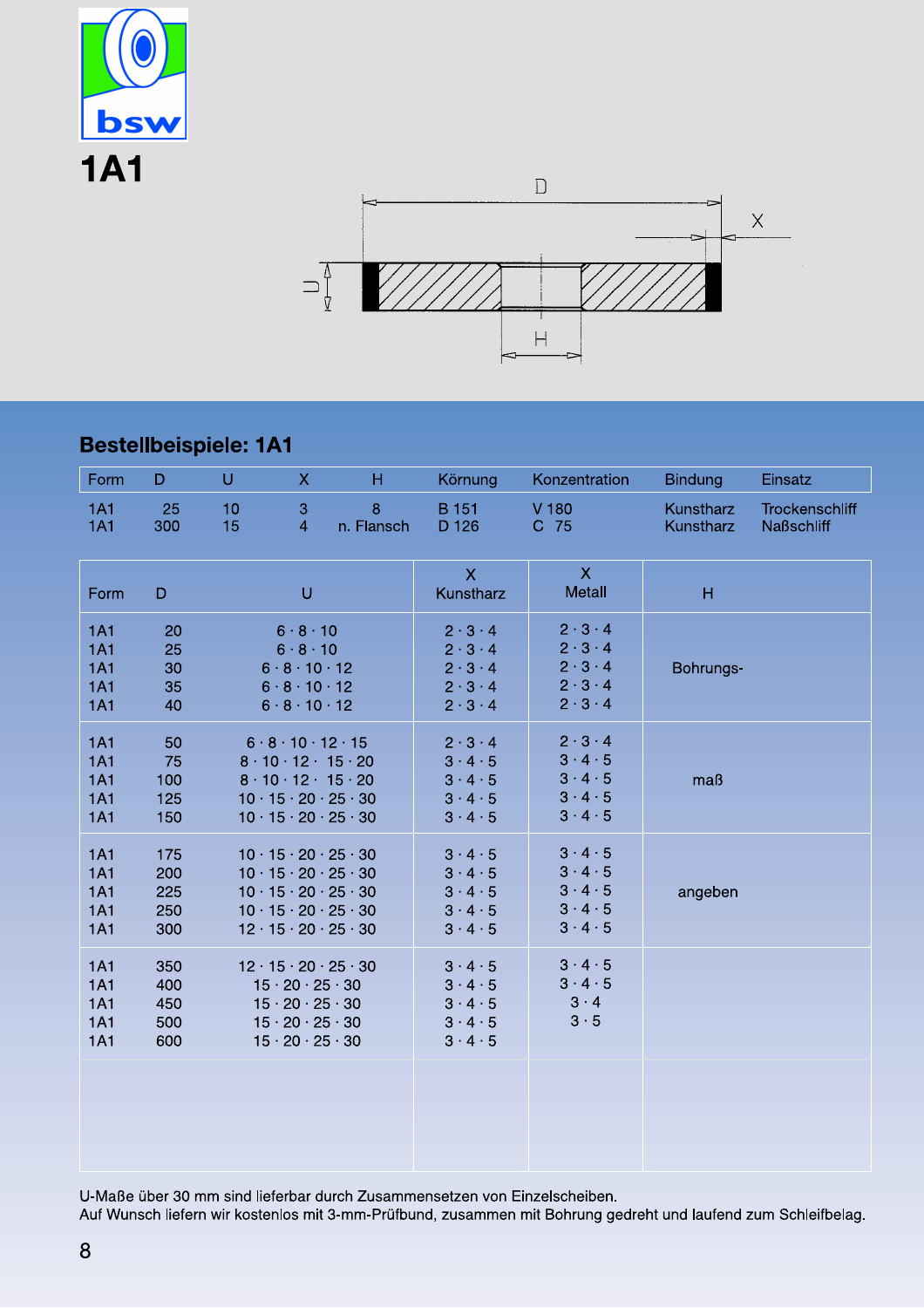# 1A1

D X U H

## Bestellbeispiele: 1A1

| Form | D | U | X | H | Körnung | Konzentration | Bindung | Einsatz |
|---|---|---|---|---|---|---|---|---|
| 1A1 | 25 | 10 | 3 | 8 | B 151 | V 180 | Kunstharz | Trockenschliff |
| 1A1 | 300 | 15 | 4 | n. Flansch | D 126 | C 75 | Kunstharz | Naßschliff |

| Form | D | U | X Kunstharz | X Metall | H |
|---|---|---|---|---|---|
| 1A1 | 20 | 6 · 8 · 10 | 2 · 3 · 4 | 2 · 3 · 4 | |
| 1A1 | 25 | 6 · 8 · 10 | 2 · 3 · 4 | 2 · 3 · 4 | |
| 1A1 | 30 | 6 · 8 · 10 · 12 | 2 · 3 · 4 | 2 · 3 · 4 | Bohrungs- |
| 1A1 | 35 | 6 · 8 · 10 · 12 | 2 · 3 · 4 | 2 · 3 · 4 | |
| 1A1 | 40 | 6 · 8 · 10 · 12 | 2 · 3 · 4 | 2 · 3 · 4 | |
| 1A1 | 50 | 6 · 8 · 10 · 12 · 15 | 2 · 3 · 4 | 2 · 3 · 4 | |
| 1A1 | 75 | 8 · 10 · 12 · 15 · 20 | 3 · 4 · 5 | 3 · 4 · 5 | |
| 1A1 | 100 | 8 · 10 · 12 · 15 · 20 | 3 · 4 · 5 | 3 · 4 · 5 | maß |
| 1A1 | 125 | 10 · 15 · 20 · 25 · 30 | 3 · 4 · 5 | 3 · 4 · 5 | |
| 1A1 | 150 | 10 · 15 · 20 · 25 · 30 | 3 · 4 · 5 | 3 · 4 · 5 | |
| 1A1 | 175 | 10 · 15 · 20 · 25 · 30 | 3 · 4 · 5 | 3 · 4 · 5 | |
| 1A1 | 200 | 10 · 15 · 20 · 25 · 30 | 3 · 4 · 5 | 3 · 4 · 5 | |
| 1A1 | 225 | 10 · 15 · 20 · 25 · 30 | 3 · 4 · 5 | 3 · 4 · 5 | angeben |
| 1A1 | 250 | 10 · 15 · 20 · 25 · 30 | 3 · 4 · 5 | 3 · 4 · 5 | |
| 1A1 | 300 | 12 · 15 · 20 · 25 · 30 | 3 · 4 · 5 | 3 · 4 · 5 | |
| 1A1 | 350 | 12 · 15 · 20 · 25 · 30 | 3 · 4 · 5 | 3 · 4 · 5 | |
| 1A1 | 400 | 15 · 20 · 25 · 30 | 3 · 4 · 5 | 3 · 4 · 5 | |
| 1A1 | 450 | 15 · 20 · 25 · 30 | 3 · 4 · 5 | 3 · 4 | |
| 1A1 | 500 | 15 · 20 · 25 · 30 | 3 · 4 · 5 | 3 · 5 | |
| 1A1 | 600 | 15 · 20 · 25 · 30 | 3 · 4 · 5 | | |

U-Maße über 30 mm sind lieferbar durch Zusammensetzen von Einzelscheiben.
Auf Wunsch liefern wir kostenlos mit 3-mm-Prüfbund, zusammen mit Bohrung gedreht und laufend zum Schleifbelag.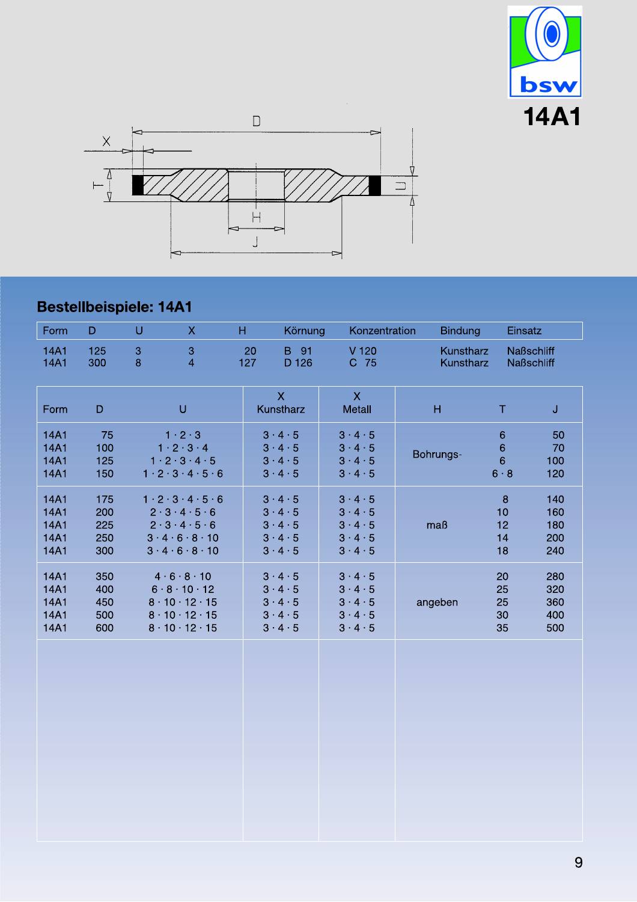# 14A1

## Bestellbeispiele: 14A1

| Form | D | U | X | H | Körnung | Konzentration | Bindung | Einsatz |
|---|---|---|---|---|---|---|---|---|
| 14A1 | 125 | 3 | 3 | 20 | B 91 | V 120 | Kunstharz | Naßschliff |
| 14A1 | 300 | 8 | 4 | 127 | D 126 | C 75 | Kunstharz | Naßschliff |

| Form | D | U | X Kunstharz | X Metall | H | T | J |
|---|---|---|---|---|---|---|---|
| 14A1 | 75 | 1 · 2 · 3 | 3 · 4 · 5 | 3 · 4 · 5 | Bohrungs- | 6 | 50 |
| 14A1 | 100 | 1 · 2 · 3 · 4 | 3 · 4 · 5 | 3 · 4 · 5 | | 6 | 70 |
| 14A1 | 125 | 1 · 2 · 3 · 4 · 5 | 3 · 4 · 5 | 3 · 4 · 5 | | 6 | 100 |
| 14A1 | 150 | 1 · 2 · 3 · 4 · 5 · 6 | 3 · 4 · 5 | 3 · 4 · 5 | | 6 · 8 | 120 |
| 14A1 | 175 | 1 · 2 · 3 · 4 · 5 · 6 | 3 · 4 · 5 | 3 · 4 · 5 | maß | 8 | 140 |
| 14A1 | 200 | 2 · 3 · 4 · 5 · 6 | 3 · 4 · 5 | 3 · 4 · 5 | | 10 | 160 |
| 14A1 | 225 | 2 · 3 · 4 · 5 · 6 | 3 · 4 · 5 | 3 · 4 · 5 | | 12 | 180 |
| 14A1 | 250 | 3 · 4 · 6 · 8 · 10 | 3 · 4 · 5 | 3 · 4 · 5 | | 14 | 200 |
| 14A1 | 300 | 3 · 4 · 6 · 8 · 10 | 3 · 4 · 5 | 3 · 4 · 5 | | 18 | 240 |
| 14A1 | 350 | 4 · 6 · 8 · 10 | 3 · 4 · 5 | 3 · 4 · 5 | angeben | 20 | 280 |
| 14A1 | 400 | 6 · 8 · 10 · 12 | 3 · 4 · 5 | 3 · 4 · 5 | | 25 | 320 |
| 14A1 | 450 | 8 · 10 · 12 · 15 | 3 · 4 · 5 | 3 · 4 · 5 | | 25 | 360 |
| 14A1 | 500 | 8 · 10 · 12 · 15 | 3 · 4 · 5 | 3 · 4 · 5 | | 30 | 400 |
| 14A1 | 600 | 8 · 10 · 12 · 15 | 3 · 4 · 5 | 3 · 4 · 5 | | 35 | 500 |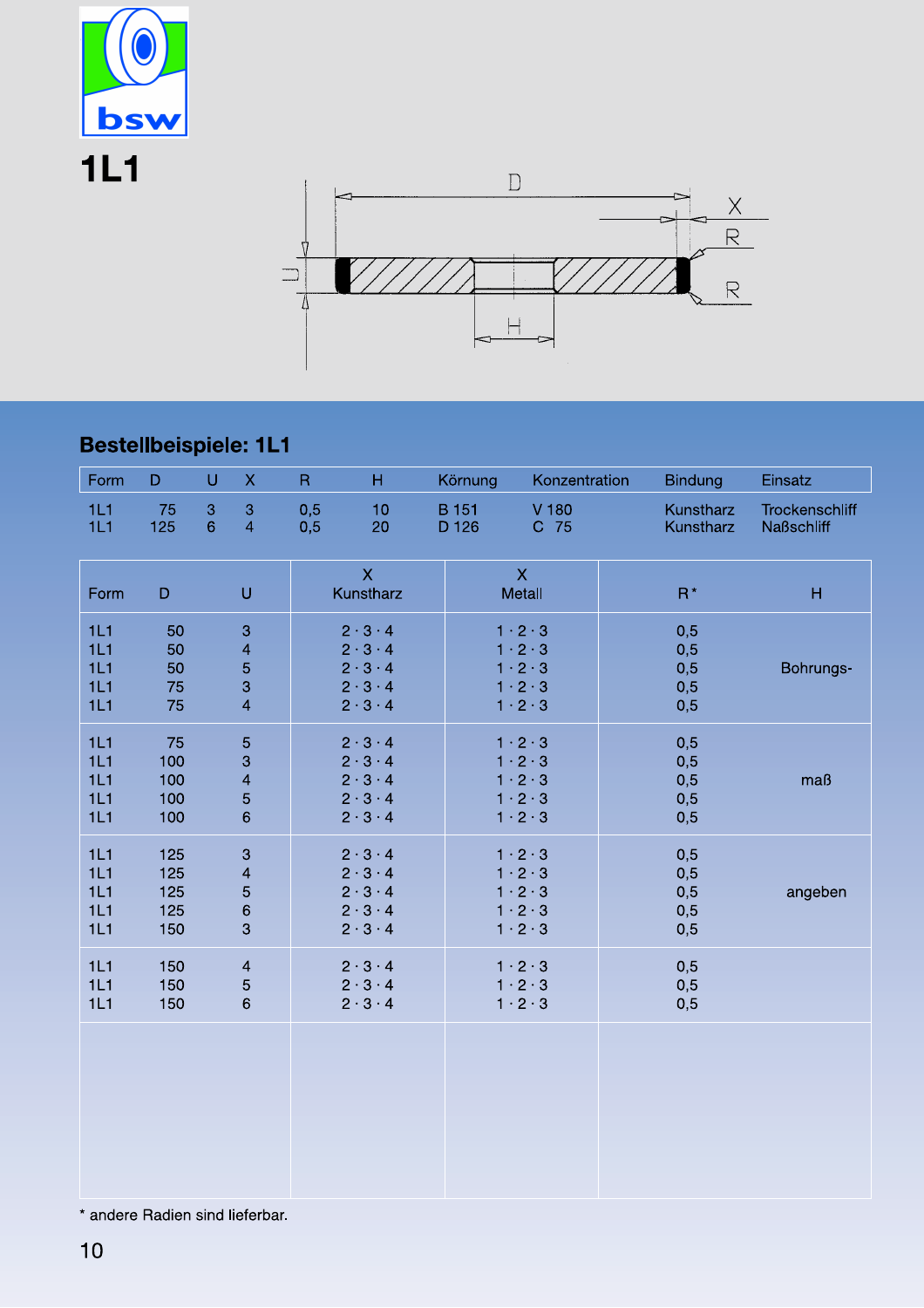# 1L1

## Bestellbeispiele: 1L1

| Form | D | U | X | R | H | Körnung | Konzentration | Bindung | Einsatz |
|---|---|---|---|---|---|---|---|---|---|
| 1L1 | 75 | 3 | 3 | 0,5 | 10 | B 151 | V 180 | Kunstharz | Trockenschliff |
| 1L1 | 125 | 6 | 4 | 0,5 | 20 | D 126 | C 75 | Kunstharz | Naßschliff |

| Form | D | U | X Kunstharz | X Metall | R* | H |
|---|---|---|---|---|---|---|
| 1L1 | 50 | 3 | 2 · 3 · 4 | 1 · 2 · 3 | 0,5 | Bohrungs- |
| 1L1 | 50 | 4 | 2 · 3 · 4 | 1 · 2 · 3 | 0,5 | |
| 1L1 | 50 | 5 | 2 · 3 · 4 | 1 · 2 · 3 | 0,5 | |
| 1L1 | 75 | 3 | 2 · 3 · 4 | 1 · 2 · 3 | 0,5 | |
| 1L1 | 75 | 4 | 2 · 3 · 4 | 1 · 2 · 3 | 0,5 | |
| 1L1 | 75 | 5 | 2 · 3 · 4 | 1 · 2 · 3 | 0,5 | maß |
| 1L1 | 100 | 3 | 2 · 3 · 4 | 1 · 2 · 3 | 0,5 | |
| 1L1 | 100 | 4 | 2 · 3 · 4 | 1 · 2 · 3 | 0,5 | |
| 1L1 | 100 | 5 | 2 · 3 · 4 | 1 · 2 · 3 | 0,5 | |
| 1L1 | 100 | 6 | 2 · 3 · 4 | 1 · 2 · 3 | 0,5 | |
| 1L1 | 125 | 3 | 2 · 3 · 4 | 1 · 2 · 3 | 0,5 | angeben |
| 1L1 | 125 | 4 | 2 · 3 · 4 | 1 · 2 · 3 | 0,5 | |
| 1L1 | 125 | 5 | 2 · 3 · 4 | 1 · 2 · 3 | 0,5 | |
| 1L1 | 125 | 6 | 2 · 3 · 4 | 1 · 2 · 3 | 0,5 | |
| 1L1 | 150 | 3 | 2 · 3 · 4 | 1 · 2 · 3 | 0,5 | |
| 1L1 | 150 | 4 | 2 · 3 · 4 | 1 · 2 · 3 | 0,5 | |
| 1L1 | 150 | 5 | 2 · 3 · 4 | 1 · 2 · 3 | 0,5 | |
| 1L1 | 150 | 6 | 2 · 3 · 4 | 1 · 2 · 3 | 0,5 | |

\* andere Radien sind lieferbar.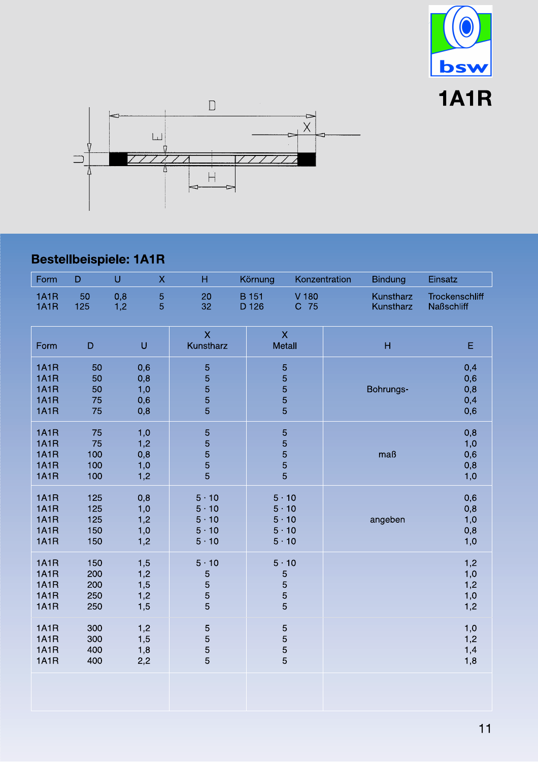# 1A1R

## Bestellbeispiele: 1A1R

| Form | D | U | X | H | Körnung | Konzentration | Bindung | Einsatz |
|---|---|---|---|---|---|---|---|---|
| 1A1R | 50 | 0,8 | 5 | 20 | B 151 | V 180 | Kunstharz | Trockenschliff |
| 1A1R | 125 | 1,2 | 5 | 32 | D 126 | C 75 | Kunstharz | Naßschliff |

| Form | D | U | X Kunstharz | X Metall | H | E |
|---|---|---|---|---|---|---|
| 1A1R | 50 | 0,6 | 5 | 5 | Bohrungs- | 0,4 |
| 1A1R | 50 | 0,8 | 5 | 5 | | 0,6 |
| 1A1R | 50 | 1,0 | 5 | 5 | | 0,8 |
| 1A1R | 75 | 0,6 | 5 | 5 | | 0,4 |
| 1A1R | 75 | 0,8 | 5 | 5 | | 0,6 |
| 1A1R | 75 | 1,0 | 5 | 5 | maß | 0,8 |
| 1A1R | 75 | 1,2 | 5 | 5 | | 1,0 |
| 1A1R | 100 | 0,8 | 5 | 5 | | 0,6 |
| 1A1R | 100 | 1,0 | 5 | 5 | | 0,8 |
| 1A1R | 100 | 1,2 | 5 | 5 | | 1,0 |
| 1A1R | 125 | 0,8 | 5 · 10 | 5 · 10 | angeben | 0,6 |
| 1A1R | 125 | 1,0 | 5 · 10 | 5 · 10 | | 0,8 |
| 1A1R | 125 | 1,2 | 5 · 10 | 5 · 10 | | 1,0 |
| 1A1R | 150 | 1,0 | 5 · 10 | 5 · 10 | | 0,8 |
| 1A1R | 150 | 1,2 | 5 · 10 | 5 · 10 | | 1,0 |
| 1A1R | 150 | 1,5 | 5 · 10 | 5 · 10 | | 1,2 |
| 1A1R | 200 | 1,2 | 5 | 5 | | 1,0 |
| 1A1R | 200 | 1,5 | 5 | 5 | | 1,2 |
| 1A1R | 250 | 1,2 | 5 | 5 | | 1,0 |
| 1A1R | 250 | 1,5 | 5 | 5 | | 1,2 |
| 1A1R | 300 | 1,2 | 5 | 5 | | 1,0 |
| 1A1R | 300 | 1,5 | 5 | 5 | | 1,2 |
| 1A1R | 400 | 1,8 | 5 | 5 | | 1,4 |
| 1A1R | 400 | 2,2 | 5 | 5 | | 1,8 |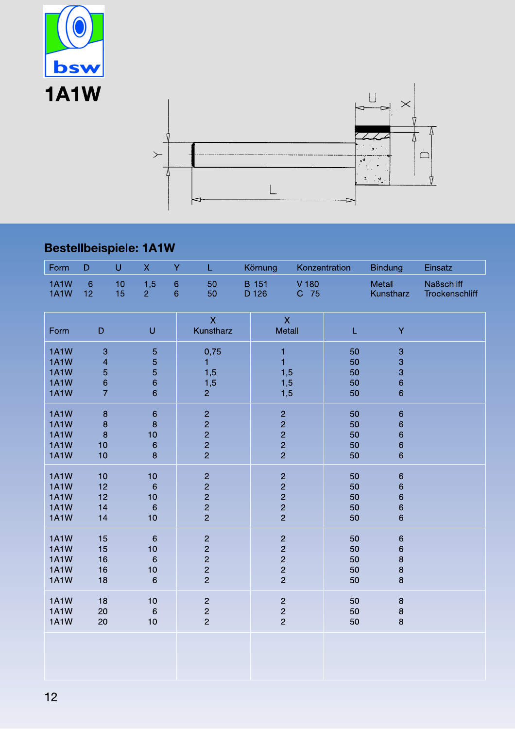bsw

# 1A1W

## Bestellbeispiele: 1A1W

| Form | D | U | X | Y | L | Körnung | Konzentration | Bindung | Einsatz |
|---|---|---|---|---|---|---|---|---|---|
| 1A1W | 6 | 10 | 1,5 | 6 | 50 | B 151 | V 180 | Metall | Naßschliff |
| 1A1W | 12 | 15 | 2 | 6 | 50 | D 126 | C 75 | Kunstharz | Trockenschliff |

| Form | D | U | X Kunstharz | X Metall | L | Y |
|---|---|---|---|---|---|---|
| 1A1W | 3 | 5 | 0,75 | 1 | 50 | 3 |
| 1A1W | 4 | 5 | 1 | 1 | 50 | 3 |
| 1A1W | 5 | 5 | 1,5 | 1,5 | 50 | 3 |
| 1A1W | 6 | 6 | 1,5 | 1,5 | 50 | 6 |
| 1A1W | 7 | 6 | 2 | 1,5 | 50 | 6 |
| 1A1W | 8 | 6 | 2 | 2 | 50 | 6 |
| 1A1W | 8 | 8 | 2 | 2 | 50 | 6 |
| 1A1W | 8 | 10 | 2 | 2 | 50 | 6 |
| 1A1W | 10 | 6 | 2 | 2 | 50 | 6 |
| 1A1W | 10 | 8 | 2 | 2 | 50 | 6 |
| 1A1W | 10 | 10 | 2 | 2 | 50 | 6 |
| 1A1W | 12 | 6 | 2 | 2 | 50 | 6 |
| 1A1W | 12 | 10 | 2 | 2 | 50 | 6 |
| 1A1W | 14 | 6 | 2 | 2 | 50 | 6 |
| 1A1W | 14 | 10 | 2 | 2 | 50 | 6 |
| 1A1W | 15 | 6 | 2 | 2 | 50 | 6 |
| 1A1W | 15 | 10 | 2 | 2 | 50 | 6 |
| 1A1W | 16 | 6 | 2 | 2 | 50 | 8 |
| 1A1W | 16 | 10 | 2 | 2 | 50 | 8 |
| 1A1W | 18 | 6 | 2 | 2 | 50 | 8 |
| 1A1W | 18 | 10 | 2 | 2 | 50 | 8 |
| 1A1W | 20 | 6 | 2 | 2 | 50 | 8 |
| 1A1W | 20 | 10 | 2 | 2 | 50 | 8 |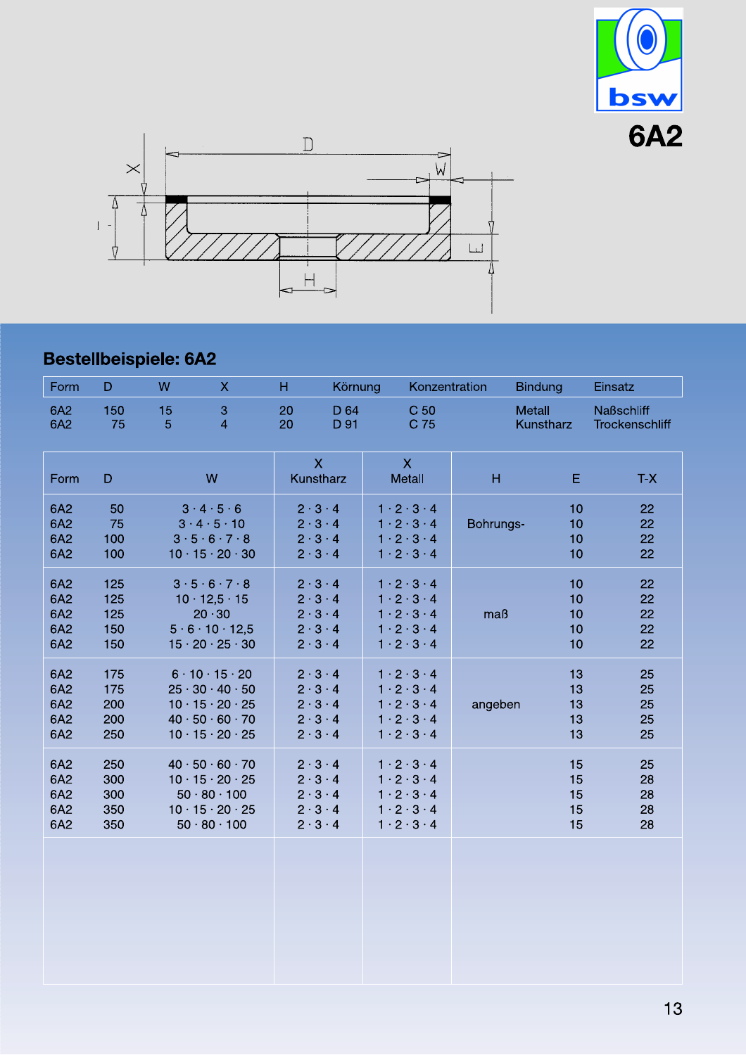# 6A2

## Bestellbeispiele: 6A2

| Form | D | W | X | H | Körnung | Konzentration | Bindung | Einsatz |
|---|---|---|---|---|---|---|---|---|
| 6A2 | 150 | 15 | 3 | 20 | D 64 | C 50 | Metall | Naßschliff |
| 6A2 | 75 | 5 | 4 | 20 | D 91 | C 75 | Kunstharz | Trockenschliff |

| Form | D | W | X Kunstharz | X Metall | H | E | T-X |
|---|---|---|---|---|---|---|---|
| 6A2 | 50 | 3 · 4 · 5 · 6 | 2 · 3 · 4 | 1 · 2 · 3 · 4 | Bohrungs- | 10 | 22 |
| 6A2 | 75 | 3 · 4 · 5 · 10 | 2 · 3 · 4 | 1 · 2 · 3 · 4 | | 10 | 22 |
| 6A2 | 100 | 3 · 5 · 6 · 7 · 8 | 2 · 3 · 4 | 1 · 2 · 3 · 4 | | 10 | 22 |
| 6A2 | 100 | 10 · 15 · 20 · 30 | 2 · 3 · 4 | 1 · 2 · 3 · 4 | | 10 | 22 |
| 6A2 | 125 | 3 · 5 · 6 · 7 · 8 | 2 · 3 · 4 | 1 · 2 · 3 · 4 | | 10 | 22 |
| 6A2 | 125 | 10 · 12,5 · 15 | 2 · 3 · 4 | 1 · 2 · 3 · 4 | | 10 | 22 |
| 6A2 | 125 | 20 · 30 | 2 · 3 · 4 | 1 · 2 · 3 · 4 | maß | 10 | 22 |
| 6A2 | 150 | 5 · 6 · 10 · 12,5 | 2 · 3 · 4 | 1 · 2 · 3 · 4 | | 10 | 22 |
| 6A2 | 150 | 15 · 20 · 25 · 30 | 2 · 3 · 4 | 1 · 2 · 3 · 4 | | 10 | 22 |
| 6A2 | 175 | 6 · 10 · 15 · 20 | 2 · 3 · 4 | 1 · 2 · 3 · 4 | | 13 | 25 |
| 6A2 | 175 | 25 · 30 · 40 · 50 | 2 · 3 · 4 | 1 · 2 · 3 · 4 | | 13 | 25 |
| 6A2 | 200 | 10 · 15 · 20 · 25 | 2 · 3 · 4 | 1 · 2 · 3 · 4 | angeben | 13 | 25 |
| 6A2 | 200 | 40 · 50 · 60 · 70 | 2 · 3 · 4 | 1 · 2 · 3 · 4 | | 13 | 25 |
| 6A2 | 250 | 10 · 15 · 20 · 25 | 2 · 3 · 4 | 1 · 2 · 3 · 4 | | 13 | 25 |
| 6A2 | 250 | 40 · 50 · 60 · 70 | 2 · 3 · 4 | 1 · 2 · 3 · 4 | | 15 | 25 |
| 6A2 | 300 | 10 · 15 · 20 · 25 | 2 · 3 · 4 | 1 · 2 · 3 · 4 | | 15 | 28 |
| 6A2 | 300 | 50 · 80 · 100 | 2 · 3 · 4 | 1 · 2 · 3 · 4 | | 15 | 28 |
| 6A2 | 350 | 10 · 15 · 20 · 25 | 2 · 3 · 4 | 1 · 2 · 3 · 4 | | 15 | 28 |
| 6A2 | 350 | 50 · 80 · 100 | 2 · 3 · 4 | 1 · 2 · 3 · 4 | | 15 | 28 |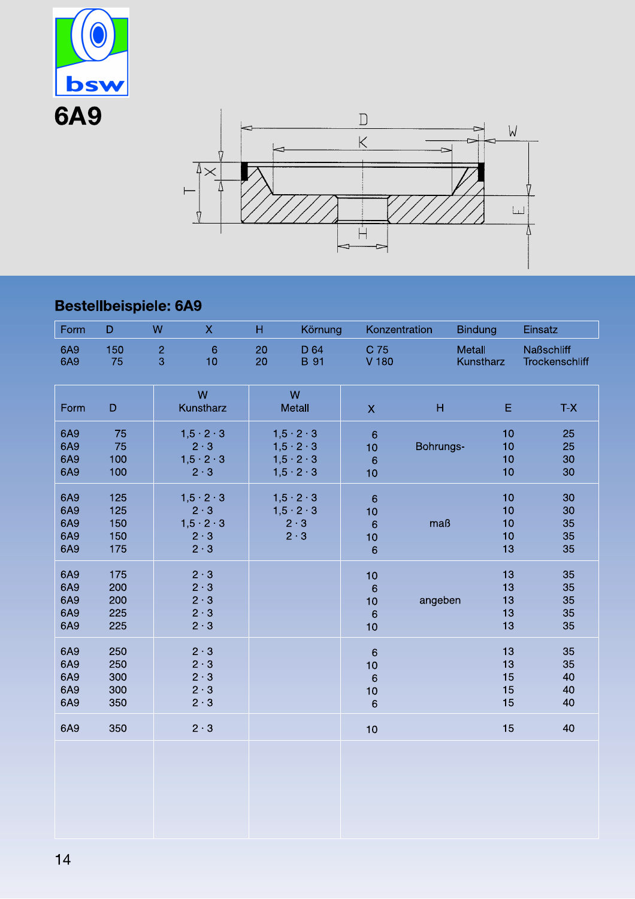# 6A9

## Bestellbeispiele: 6A9

| Form | D | W | X | H | Körnung | Konzentration | Bindung | Einsatz |
|---|---|---|---|---|---|---|---|---|
| 6A9 | 150 | 2 | 6 | 20 | D 64 | C 75 | Metall | Naßschliff |
| 6A9 | 75 | 3 | 10 | 20 | B 91 | V 180 | Kunstharz | Trockenschliff |

| Form | D | W Kunstharz | W Metall | X | H | E | T-X |
|---|---|---|---|---|---|---|---|
| 6A9 | 75 | 1,5 · 2 · 3 | 1,5 · 2 · 3 | 6 | Bohrungs- | 10 | 25 |
| 6A9 | 75 | 2 · 3 | 1,5 · 2 · 3 | 10 | | 10 | 25 |
| 6A9 | 100 | 1,5 · 2 · 3 | 1,5 · 2 · 3 | 6 | | 10 | 30 |
| 6A9 | 100 | 2 · 3 | 1,5 · 2 · 3 | 10 | | 10 | 30 |
| 6A9 | 125 | 1,5 · 2 · 3 | 1,5 · 2 · 3 | 6 | | 10 | 30 |
| 6A9 | 125 | 2 · 3 | 1,5 · 2 · 3 | 10 | | 10 | 30 |
| 6A9 | 150 | 1,5 · 2 · 3 | 2 · 3 | 6 | maß | 10 | 35 |
| 6A9 | 150 | 2 · 3 | 2 · 3 | 10 | | 10 | 35 |
| 6A9 | 175 | 2 · 3 | | 6 | | 13 | 35 |
| 6A9 | 175 | 2 · 3 | | 10 | | 13 | 35 |
| 6A9 | 200 | 2 · 3 | | 6 | | 13 | 35 |
| 6A9 | 200 | 2 · 3 | | 10 | angeben | 13 | 35 |
| 6A9 | 225 | 2 · 3 | | 6 | | 13 | 35 |
| 6A9 | 225 | 2 · 3 | | 10 | | 13 | 35 |
| 6A9 | 250 | 2 · 3 | | 6 | | 13 | 35 |
| 6A9 | 250 | 2 · 3 | | 10 | | 13 | 35 |
| 6A9 | 300 | 2 · 3 | | 6 | | 15 | 40 |
| 6A9 | 300 | 2 · 3 | | 10 | | 15 | 40 |
| 6A9 | 350 | 2 · 3 | | 6 | | 15 | 40 |
| 6A9 | 350 | 2 · 3 | | 10 | | 15 | 40 |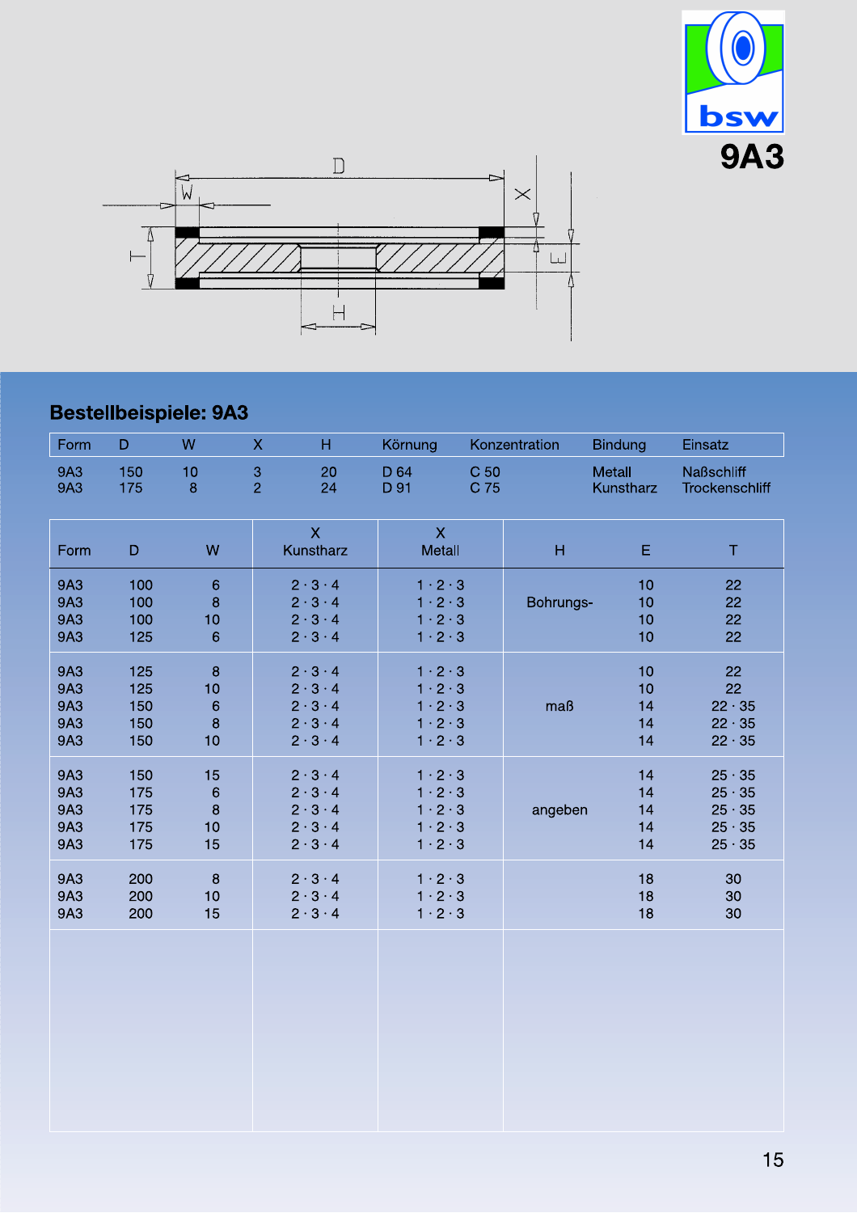# 9A3

## Bestellbeispiele: 9A3

| Form | D | W | X | H | Körnung | Konzentration | Bindung | Einsatz |
|---|---|---|---|---|---|---|---|---|
| 9A3 | 150 | 10 | 3 | 20 | D 64 | C 50 | Metall | Naßschliff |
| 9A3 | 175 | 8 | 2 | 24 | D 91 | C 75 | Kunstharz | Trockenschliff |

| Form | D | W | X Kunstharz | X Metall | H | E | T |
|---|---|---|---|---|---|---|---|
| 9A3 | 100 | 6 | 2 · 3 · 4 | 1 · 2 · 3 | | 10 | 22 |
| 9A3 | 100 | 8 | 2 · 3 · 4 | 1 · 2 · 3 | Bohrungs- | 10 | 22 |
| 9A3 | 100 | 10 | 2 · 3 · 4 | 1 · 2 · 3 | | 10 | 22 |
| 9A3 | 125 | 6 | 2 · 3 · 4 | 1 · 2 · 3 | | 10 | 22 |
| 9A3 | 125 | 8 | 2 · 3 · 4 | 1 · 2 · 3 | | 10 | 22 |
| 9A3 | 125 | 10 | 2 · 3 · 4 | 1 · 2 · 3 | | 10 | 22 |
| 9A3 | 150 | 6 | 2 · 3 · 4 | 1 · 2 · 3 | maß | 14 | 22 · 35 |
| 9A3 | 150 | 8 | 2 · 3 · 4 | 1 · 2 · 3 | | 14 | 22 · 35 |
| 9A3 | 150 | 10 | 2 · 3 · 4 | 1 · 2 · 3 | | 14 | 22 · 35 |
| 9A3 | 150 | 15 | 2 · 3 · 4 | 1 · 2 · 3 | | 14 | 25 · 35 |
| 9A3 | 175 | 6 | 2 · 3 · 4 | 1 · 2 · 3 | | 14 | 25 · 35 |
| 9A3 | 175 | 8 | 2 · 3 · 4 | 1 · 2 · 3 | angeben | 14 | 25 · 35 |
| 9A3 | 175 | 10 | 2 · 3 · 4 | 1 · 2 · 3 | | 14 | 25 · 35 |
| 9A3 | 175 | 15 | 2 · 3 · 4 | 1 · 2 · 3 | | 14 | 25 · 35 |
| 9A3 | 200 | 8 | 2 · 3 · 4 | 1 · 2 · 3 | | 18 | 30 |
| 9A3 | 200 | 10 | 2 · 3 · 4 | 1 · 2 · 3 | | 18 | 30 |
| 9A3 | 200 | 15 | 2 · 3 · 4 | 1 · 2 · 3 | | 18 | 30 |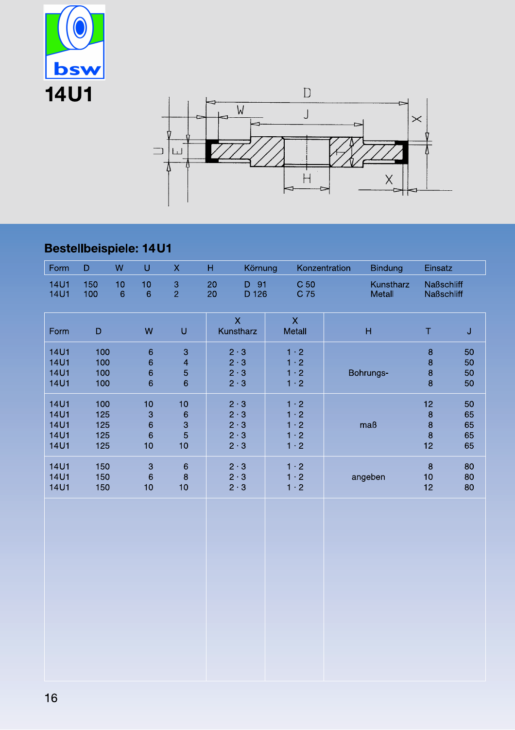# 14U1

## Bestellbeispiele: 14U1

| Form | D | W | U | X | H | Körnung | Konzentration | Bindung | Einsatz |
|---|---|---|---|---|---|---|---|---|---|
| 14U1 | 150 | 10 | 10 | 3 | 20 | D 91 | C 50 | Kunstharz | Naßschliff |
| 14U1 | 100 | 6 | 6 | 2 | 20 | D 126 | C 75 | Metall | Naßschliff |

| Form | D | W | U | X Kunstharz | X Metall | H | T | J |
|---|---|---|---|---|---|---|---|---|
| 14U1 | 100 | 6 | 3 | 2 · 3 | 1 · 2 | | 8 | 50 |
| 14U1 | 100 | 6 | 4 | 2 · 3 | 1 · 2 | | 8 | 50 |
| 14U1 | 100 | 6 | 5 | 2 · 3 | 1 · 2 | Bohrungs- | 8 | 50 |
| 14U1 | 100 | 6 | 6 | 2 · 3 | 1 · 2 | | 8 | 50 |
| 14U1 | 100 | 10 | 10 | 2 · 3 | 1 · 2 | | 12 | 50 |
| 14U1 | 125 | 3 | 6 | 2 · 3 | 1 · 2 | | 8 | 65 |
| 14U1 | 125 | 6 | 3 | 2 · 3 | 1 · 2 | maß | 8 | 65 |
| 14U1 | 125 | 6 | 5 | 2 · 3 | 1 · 2 | | 8 | 65 |
| 14U1 | 125 | 10 | 10 | 2 · 3 | 1 · 2 | | 12 | 65 |
| 14U1 | 150 | 3 | 6 | 2 · 3 | 1 · 2 | | 8 | 80 |
| 14U1 | 150 | 6 | 8 | 2 · 3 | 1 · 2 | angeben | 10 | 80 |
| 14U1 | 150 | 10 | 10 | 2 · 3 | 1 · 2 | | 12 | 80 |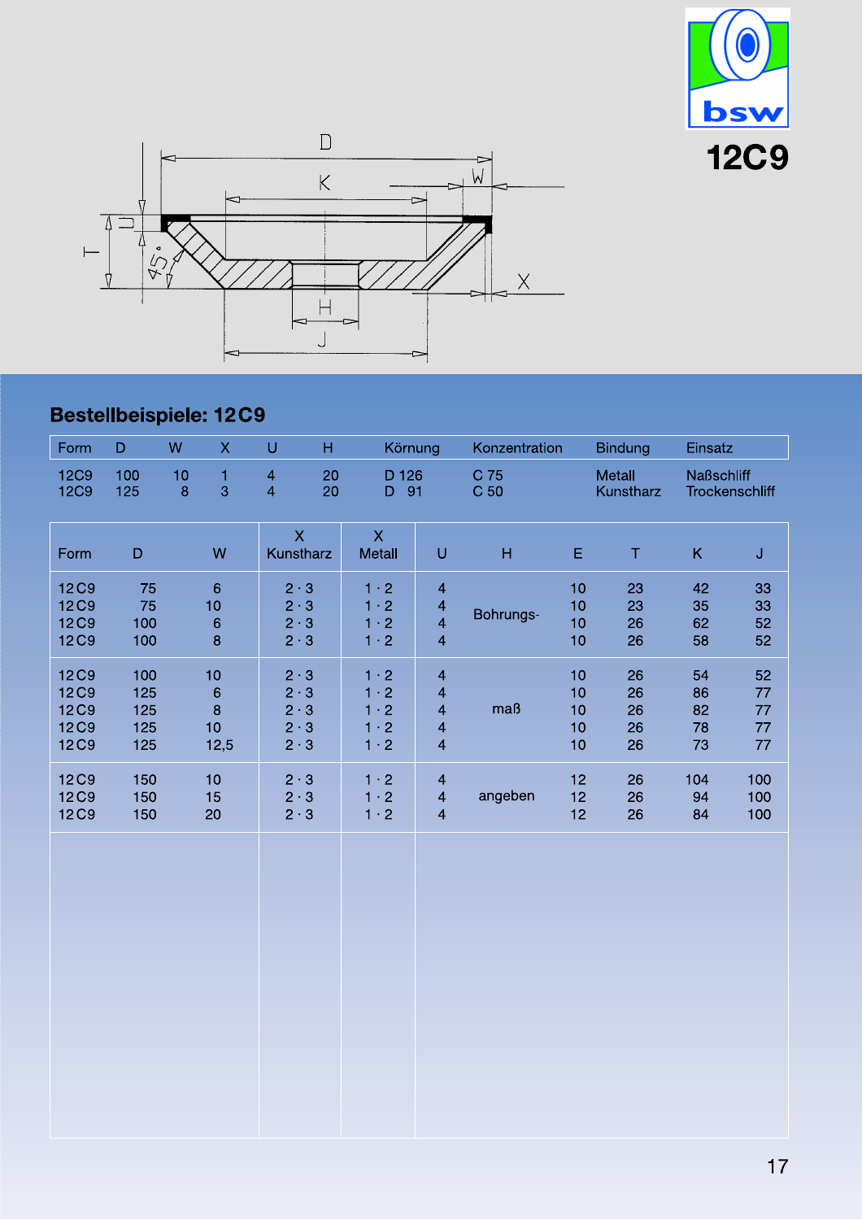# 12C9

## Bestellbeispiele: 12 C9

| Form | D | W | X | U | H | Körnung | Konzentration | Bindung | Einsatz |
|---|---|---|---|---|---|---|---|---|---|
| 12C9 | 100 | 10 | 1 | 4 | 20 | D 126 | C 75 | Metall | Naßschliff |
| 12C9 | 125 | 8 | 3 | 4 | 20 | D 91 | C 50 | Kunstharz | Trockenschliff |

| Form | D | W | X Kunstharz | X Metall | U | H | E | T | K | J |
|---|---|---|---|---|---|---|---|---|---|---|
| 12 C9 | 75 | 6 | 2 · 3 | 1 · 2 | 4 | Bohrungs- | 10 | 23 | 42 | 33 |
| 12 C9 | 75 | 10 | 2 · 3 | 1 · 2 | 4 | | 10 | 23 | 35 | 33 |
| 12 C9 | 100 | 6 | 2 · 3 | 1 · 2 | 4 | | 10 | 26 | 62 | 52 |
| 12 C9 | 100 | 8 | 2 · 3 | 1 · 2 | 4 | | 10 | 26 | 58 | 52 |
| 12 C9 | 100 | 10 | 2 · 3 | 1 · 2 | 4 | | 10 | 26 | 54 | 52 |
| 12 C9 | 125 | 6 | 2 · 3 | 1 · 2 | 4 | | 10 | 26 | 86 | 77 |
| 12 C9 | 125 | 8 | 2 · 3 | 1 · 2 | 4 | maß | 10 | 26 | 82 | 77 |
| 12 C9 | 125 | 10 | 2 · 3 | 1 · 2 | 4 | | 10 | 26 | 78 | 77 |
| 12 C9 | 125 | 12,5 | 2 · 3 | 1 · 2 | 4 | | 10 | 26 | 73 | 77 |
| 12 C9 | 150 | 10 | 2 · 3 | 1 · 2 | 4 | angeben | 12 | 26 | 104 | 100 |
| 12 C9 | 150 | 15 | 2 · 3 | 1 · 2 | 4 | | 12 | 26 | 94 | 100 |
| 12 C9 | 150 | 20 | 2 · 3 | 1 · 2 | 4 | | 12 | 26 | 84 | 100 |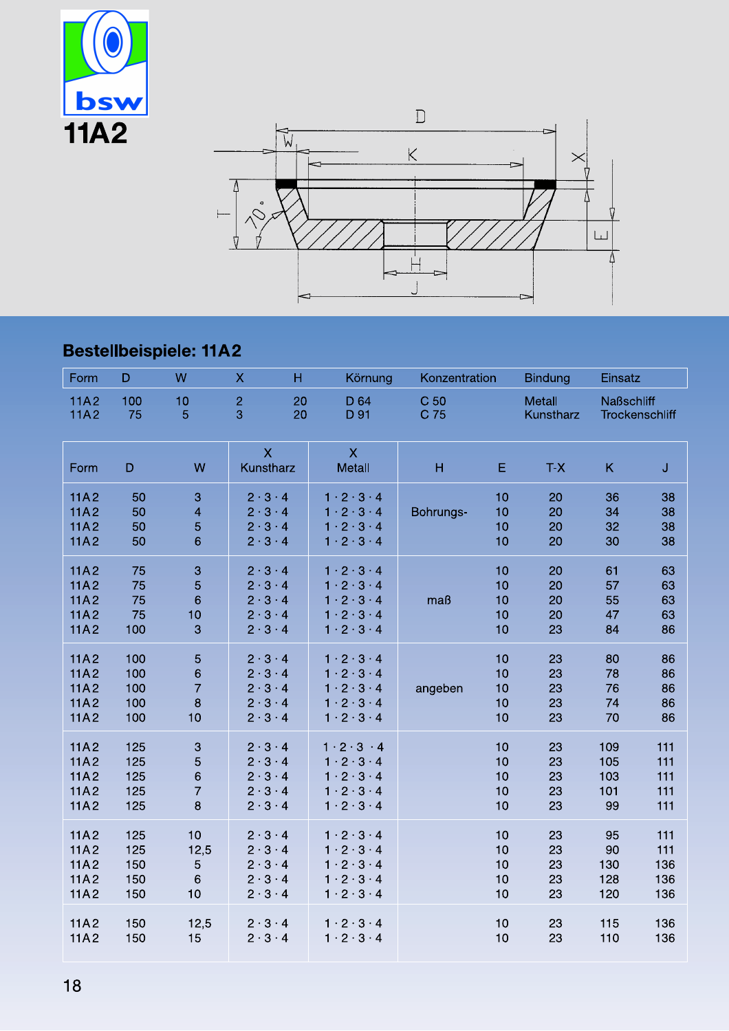# 11A2

## Bestellbeispiele: 11A2

| Form | D | W | X | H | Körnung | Konzentration | Bindung | Einsatz |
|---|---|---|---|---|---|---|---|---|
| 11A2 | 100 | 10 | 2 | 20 | D 64 | C 50 | Metall | Naßschliff |
| 11A2 | 75 | 5 | 3 | 20 | D 91 | C 75 | Kunstharz | Trockenschliff |

| Form | D | W | X Kunstharz | X Metall | H | E | T-X | K | J |
|---|---|---|---|---|---|---|---|---|---|
| 11A2 | 50 | 3 | 2 · 3 · 4 | 1 · 2 · 3 · 4 | | 10 | 20 | 36 | 38 |
| 11A2 | 50 | 4 | 2 · 3 · 4 | 1 · 2 · 3 · 4 | Bohrungs- | 10 | 20 | 34 | 38 |
| 11A2 | 50 | 5 | 2 · 3 · 4 | 1 · 2 · 3 · 4 | | 10 | 20 | 32 | 38 |
| 11A2 | 50 | 6 | 2 · 3 · 4 | 1 · 2 · 3 · 4 | | 10 | 20 | 30 | 38 |
| 11A2 | 75 | 3 | 2 · 3 · 4 | 1 · 2 · 3 · 4 | | 10 | 20 | 61 | 63 |
| 11A2 | 75 | 5 | 2 · 3 · 4 | 1 · 2 · 3 · 4 | | 10 | 20 | 57 | 63 |
| 11A2 | 75 | 6 | 2 · 3 · 4 | 1 · 2 · 3 · 4 | maß | 10 | 20 | 55 | 63 |
| 11A2 | 75 | 10 | 2 · 3 · 4 | 1 · 2 · 3 · 4 | | 10 | 20 | 47 | 63 |
| 11A2 | 100 | 3 | 2 · 3 · 4 | 1 · 2 · 3 · 4 | | 10 | 23 | 84 | 86 |
| 11A2 | 100 | 5 | 2 · 3 · 4 | 1 · 2 · 3 · 4 | | 10 | 23 | 80 | 86 |
| 11A2 | 100 | 6 | 2 · 3 · 4 | 1 · 2 · 3 · 4 | | 10 | 23 | 78 | 86 |
| 11A2 | 100 | 7 | 2 · 3 · 4 | 1 · 2 · 3 · 4 | angeben | 10 | 23 | 76 | 86 |
| 11A2 | 100 | 8 | 2 · 3 · 4 | 1 · 2 · 3 · 4 | | 10 | 23 | 74 | 86 |
| 11A2 | 100 | 10 | 2 · 3 · 4 | 1 · 2 · 3 · 4 | | 10 | 23 | 70 | 86 |
| 11A2 | 125 | 3 | 2 · 3 · 4 | 1 · 2 · 3 · 4 | | 10 | 23 | 109 | 111 |
| 11A2 | 125 | 5 | 2 · 3 · 4 | 1 · 2 · 3 · 4 | | 10 | 23 | 105 | 111 |
| 11A2 | 125 | 6 | 2 · 3 · 4 | 1 · 2 · 3 · 4 | | 10 | 23 | 103 | 111 |
| 11A2 | 125 | 7 | 2 · 3 · 4 | 1 · 2 · 3 · 4 | | 10 | 23 | 101 | 111 |
| 11A2 | 125 | 8 | 2 · 3 · 4 | 1 · 2 · 3 · 4 | | 10 | 23 | 99 | 111 |
| 11A2 | 125 | 10 | 2 · 3 · 4 | 1 · 2 · 3 · 4 | | 10 | 23 | 95 | 111 |
| 11A2 | 125 | 12,5 | 2 · 3 · 4 | 1 · 2 · 3 · 4 | | 10 | 23 | 90 | 111 |
| 11A2 | 150 | 5 | 2 · 3 · 4 | 1 · 2 · 3 · 4 | | 10 | 23 | 130 | 136 |
| 11A2 | 150 | 6 | 2 · 3 · 4 | 1 · 2 · 3 · 4 | | 10 | 23 | 128 | 136 |
| 11A2 | 150 | 10 | 2 · 3 · 4 | 1 · 2 · 3 · 4 | | 10 | 23 | 120 | 136 |
| 11A2 | 150 | 12,5 | 2 · 3 · 4 | 1 · 2 · 3 · 4 | | 10 | 23 | 115 | 136 |
| 11A2 | 150 | 15 | 2 · 3 · 4 | 1 · 2 · 3 · 4 | | 10 | 23 | 110 | 136 |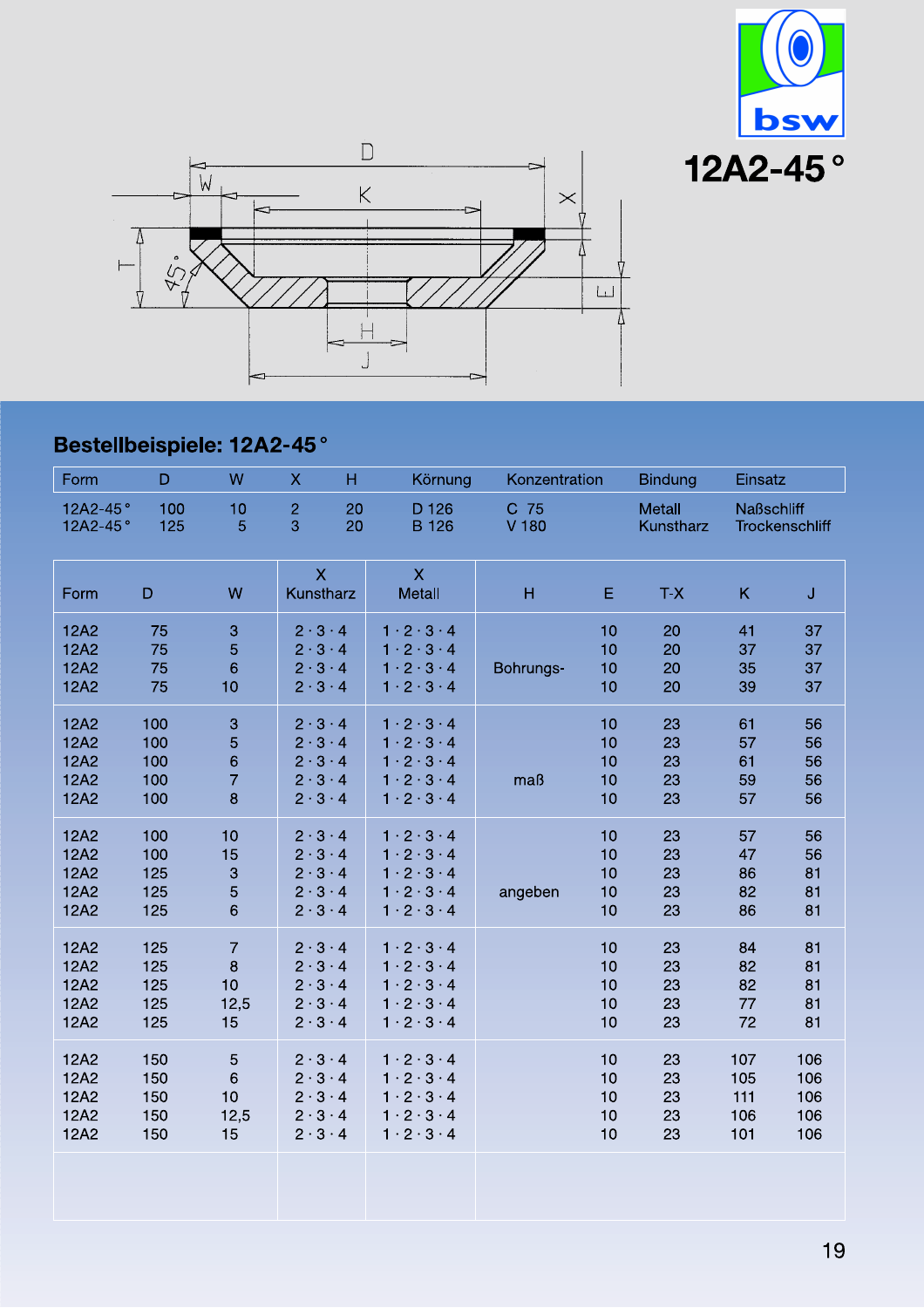# 12A2-45 °

## Bestellbeispiele: 12A2-45 °

| Form | D | W | X | H | Körnung | Konzentration | Bindung | Einsatz |
|---|---|---|---|---|---|---|---|---|
| 12A2-45 ° | 100 | 10 | 2 | 20 | D 126 | C 75 | Metall | Naßschliff |
| 12A2-45 ° | 125 | 5 | 3 | 20 | B 126 | V 180 | Kunstharz | Trockenschliff |

| Form | D | W | X Kunstharz | X Metall | H | E | T-X | K | J |
|---|---|---|---|---|---|---|---|---|---|
| 12A2 | 75 | 3 | 2 · 3 · 4 | 1 · 2 · 3 · 4 | | 10 | 20 | 41 | 37 |
| 12A2 | 75 | 5 | 2 · 3 · 4 | 1 · 2 · 3 · 4 | | 10 | 20 | 37 | 37 |
| 12A2 | 75 | 6 | 2 · 3 · 4 | 1 · 2 · 3 · 4 | Bohrungs- | 10 | 20 | 35 | 37 |
| 12A2 | 75 | 10 | 2 · 3 · 4 | 1 · 2 · 3 · 4 | | 10 | 20 | 39 | 37 |
| 12A2 | 100 | 3 | 2 · 3 · 4 | 1 · 2 · 3 · 4 | | 10 | 23 | 61 | 56 |
| 12A2 | 100 | 5 | 2 · 3 · 4 | 1 · 2 · 3 · 4 | | 10 | 23 | 57 | 56 |
| 12A2 | 100 | 6 | 2 · 3 · 4 | 1 · 2 · 3 · 4 | | 10 | 23 | 61 | 56 |
| 12A2 | 100 | 7 | 2 · 3 · 4 | 1 · 2 · 3 · 4 | maß | 10 | 23 | 59 | 56 |
| 12A2 | 100 | 8 | 2 · 3 · 4 | 1 · 2 · 3 · 4 | | 10 | 23 | 57 | 56 |
| 12A2 | 100 | 10 | 2 · 3 · 4 | 1 · 2 · 3 · 4 | | 10 | 23 | 57 | 56 |
| 12A2 | 100 | 15 | 2 · 3 · 4 | 1 · 2 · 3 · 4 | | 10 | 23 | 47 | 56 |
| 12A2 | 125 | 3 | 2 · 3 · 4 | 1 · 2 · 3 · 4 | | 10 | 23 | 86 | 81 |
| 12A2 | 125 | 5 | 2 · 3 · 4 | 1 · 2 · 3 · 4 | angeben | 10 | 23 | 82 | 81 |
| 12A2 | 125 | 6 | 2 · 3 · 4 | 1 · 2 · 3 · 4 | | 10 | 23 | 86 | 81 |
| 12A2 | 125 | 7 | 2 · 3 · 4 | 1 · 2 · 3 · 4 | | 10 | 23 | 84 | 81 |
| 12A2 | 125 | 8 | 2 · 3 · 4 | 1 · 2 · 3 · 4 | | 10 | 23 | 82 | 81 |
| 12A2 | 125 | 10 | 2 · 3 · 4 | 1 · 2 · 3 · 4 | | 10 | 23 | 82 | 81 |
| 12A2 | 125 | 12,5 | 2 · 3 · 4 | 1 · 2 · 3 · 4 | | 10 | 23 | 77 | 81 |
| 12A2 | 125 | 15 | 2 · 3 · 4 | 1 · 2 · 3 · 4 | | 10 | 23 | 72 | 81 |
| 12A2 | 150 | 5 | 2 · 3 · 4 | 1 · 2 · 3 · 4 | | 10 | 23 | 107 | 106 |
| 12A2 | 150 | 6 | 2 · 3 · 4 | 1 · 2 · 3 · 4 | | 10 | 23 | 105 | 106 |
| 12A2 | 150 | 10 | 2 · 3 · 4 | 1 · 2 · 3 · 4 | | 10 | 23 | 111 | 106 |
| 12A2 | 150 | 12,5 | 2 · 3 · 4 | 1 · 2 · 3 · 4 | | 10 | 23 | 106 | 106 |
| 12A2 | 150 | 15 | 2 · 3 · 4 | 1 · 2 · 3 · 4 | | 10 | 23 | 101 | 106 |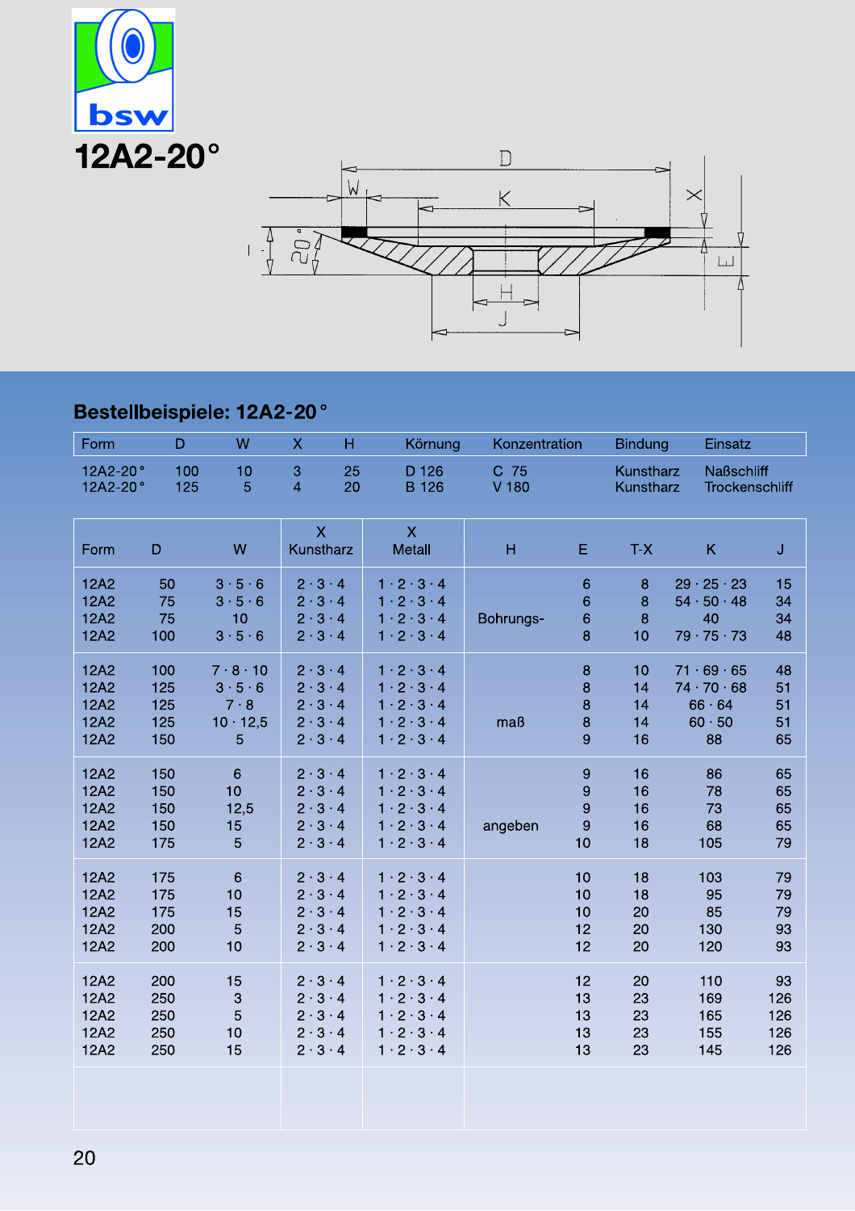# 12A2-20°

## Bestellbeispiele: 12A2-20°

| Form | D | W | X | H | Körnung | Konzentration | Bindung | Einsatz |
|---|---|---|---|---|---|---|---|---|
| 12A2-20° | 100 | 10 | 3 | 25 | D 126 | C 75 | Kunstharz | Naßschliff |
| 12A2-20° | 125 | 5 | 4 | 20 | B 126 | V 180 | Kunstharz | Trockenschliff |

| Form | D | W | X Kunstharz | X Metall | H | E | T-X | K | J |
|---|---|---|---|---|---|---|---|---|---|
| 12A2 | 50 | 3 · 5 · 6 | 2 · 3 · 4 | 1 · 2 · 3 · 4 | | 6 | 8 | 29 · 25 · 23 | 15 |
| 12A2 | 75 | 3 · 5 · 6 | 2 · 3 · 4 | 1 · 2 · 3 · 4 | | 6 | 8 | 54 · 50 · 48 | 34 |
| 12A2 | 75 | 10 | 2 · 3 · 4 | 1 · 2 · 3 · 4 | Bohrungs- | 6 | 8 | 40 | 34 |
| 12A2 | 100 | 3 · 5 · 6 | 2 · 3 · 4 | 1 · 2 · 3 · 4 | | 8 | 10 | 79 · 75 · 73 | 48 |
| 12A2 | 100 | 7 · 8 · 10 | 2 · 3 · 4 | 1 · 2 · 3 · 4 | | 8 | 10 | 71 · 69 · 65 | 48 |
| 12A2 | 125 | 3 · 5 · 6 | 2 · 3 · 4 | 1 · 2 · 3 · 4 | | 8 | 14 | 74 · 70 · 68 | 51 |
| 12A2 | 125 | 7 · 8 | 2 · 3 · 4 | 1 · 2 · 3 · 4 | | 8 | 14 | 66 · 64 | 51 |
| 12A2 | 125 | 10 · 12,5 | 2 · 3 · 4 | 1 · 2 · 3 · 4 | maß | 8 | 14 | 60 · 50 | 51 |
| 12A2 | 150 | 5 | 2 · 3 · 4 | 1 · 2 · 3 · 4 | | 9 | 16 | 88 | 65 |
| 12A2 | 150 | 6 | 2 · 3 · 4 | 1 · 2 · 3 · 4 | | 9 | 16 | 86 | 65 |
| 12A2 | 150 | 10 | 2 · 3 · 4 | 1 · 2 · 3 · 4 | | 9 | 16 | 78 | 65 |
| 12A2 | 150 | 12,5 | 2 · 3 · 4 | 1 · 2 · 3 · 4 | | 9 | 16 | 73 | 65 |
| 12A2 | 150 | 15 | 2 · 3 · 4 | 1 · 2 · 3 · 4 | angeben | 9 | 16 | 68 | 65 |
| 12A2 | 175 | 5 | 2 · 3 · 4 | 1 · 2 · 3 · 4 | | 10 | 18 | 105 | 79 |
| 12A2 | 175 | 6 | 2 · 3 · 4 | 1 · 2 · 3 · 4 | | 10 | 18 | 103 | 79 |
| 12A2 | 175 | 10 | 2 · 3 · 4 | 1 · 2 · 3 · 4 | | 10 | 18 | 95 | 79 |
| 12A2 | 175 | 15 | 2 · 3 · 4 | 1 · 2 · 3 · 4 | | 10 | 20 | 85 | 79 |
| 12A2 | 200 | 5 | 2 · 3 · 4 | 1 · 2 · 3 · 4 | | 12 | 20 | 130 | 93 |
| 12A2 | 200 | 10 | 2 · 3 · 4 | 1 · 2 · 3 · 4 | | 12 | 20 | 120 | 93 |
| 12A2 | 200 | 15 | 2 · 3 · 4 | 1 · 2 · 3 · 4 | | 12 | 20 | 110 | 93 |
| 12A2 | 250 | 3 | 2 · 3 · 4 | 1 · 2 · 3 · 4 | | 13 | 23 | 169 | 126 |
| 12A2 | 250 | 5 | 2 · 3 · 4 | 1 · 2 · 3 · 4 | | 13 | 23 | 165 | 126 |
| 12A2 | 250 | 10 | 2 · 3 · 4 | 1 · 2 · 3 · 4 | | 13 | 23 | 155 | 126 |
| 12A2 | 250 | 15 | 2 · 3 · 4 | 1 · 2 · 3 · 4 | | 13 | 23 | 145 | 126 |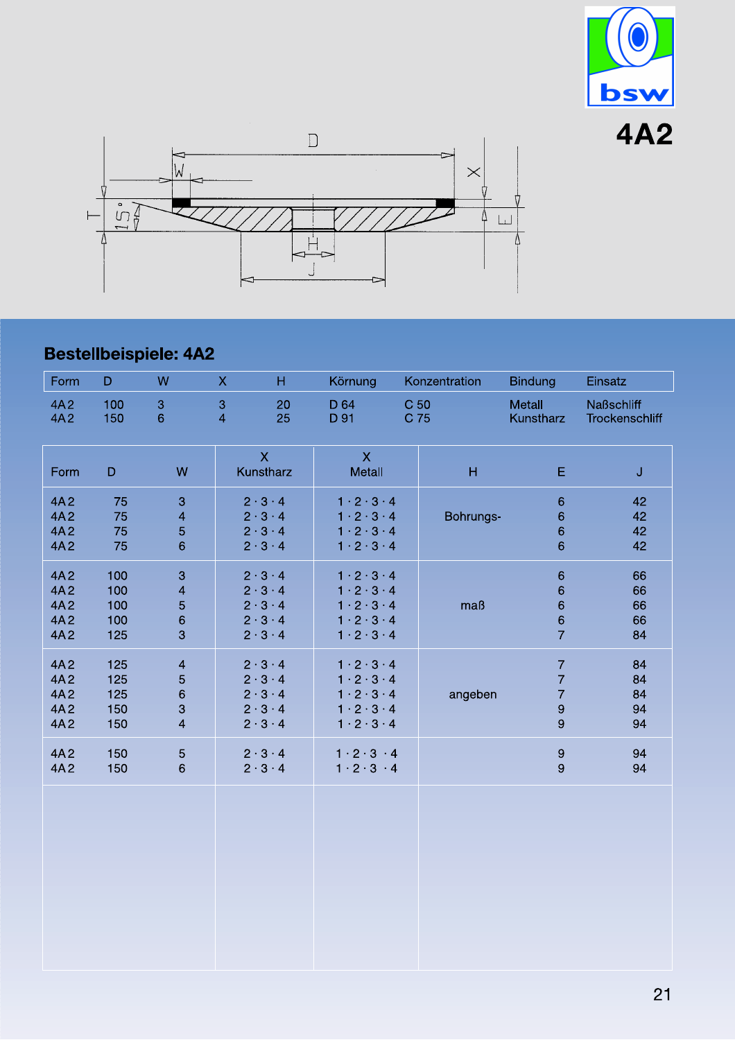# 4A2

## Bestellbeispiele: 4A2

| Form | D | W | X | H | Körnung | Konzentration | Bindung | Einsatz |
|---|---|---|---|---|---|---|---|---|
| 4A2 | 100 | 3 | 3 | 20 | D 64 | C 50 | Metall | Naßschliff |
| 4A2 | 150 | 6 | 4 | 25 | D 91 | C 75 | Kunstharz | Trockenschliff |

| Form | D | W | X Kunstharz | X Metall | H | E | J |
|---|---|---|---|---|---|---|---|
| 4A2 | 75 | 3 | 2 · 3 · 4 | 1 · 2 · 3 · 4 | Bohrungs- | 6 | 42 |
| 4A2 | 75 | 4 | 2 · 3 · 4 | 1 · 2 · 3 · 4 | | 6 | 42 |
| 4A2 | 75 | 5 | 2 · 3 · 4 | 1 · 2 · 3 · 4 | | 6 | 42 |
| 4A2 | 75 | 6 | 2 · 3 · 4 | 1 · 2 · 3 · 4 | | 6 | 42 |
| 4A2 | 100 | 3 | 2 · 3 · 4 | 1 · 2 · 3 · 4 | | 6 | 66 |
| 4A2 | 100 | 4 | 2 · 3 · 4 | 1 · 2 · 3 · 4 | | 6 | 66 |
| 4A2 | 100 | 5 | 2 · 3 · 4 | 1 · 2 · 3 · 4 | maß | 6 | 66 |
| 4A2 | 100 | 6 | 2 · 3 · 4 | 1 · 2 · 3 · 4 | | 6 | 66 |
| 4A2 | 125 | 3 | 2 · 3 · 4 | 1 · 2 · 3 · 4 | | 7 | 84 |
| 4A2 | 125 | 4 | 2 · 3 · 4 | 1 · 2 · 3 · 4 | | 7 | 84 |
| 4A2 | 125 | 5 | 2 · 3 · 4 | 1 · 2 · 3 · 4 | | 7 | 84 |
| 4A2 | 125 | 6 | 2 · 3 · 4 | 1 · 2 · 3 · 4 | angeben | 7 | 84 |
| 4A2 | 150 | 3 | 2 · 3 · 4 | 1 · 2 · 3 · 4 | | 9 | 94 |
| 4A2 | 150 | 4 | 2 · 3 · 4 | 1 · 2 · 3 · 4 | | 9 | 94 |
| 4A2 | 150 | 5 | 2 · 3 · 4 | 1 · 2 · 3 · 4 | | 9 | 94 |
| 4A2 | 150 | 6 | 2 · 3 · 4 | 1 · 2 · 3 · 4 | | 9 | 94 |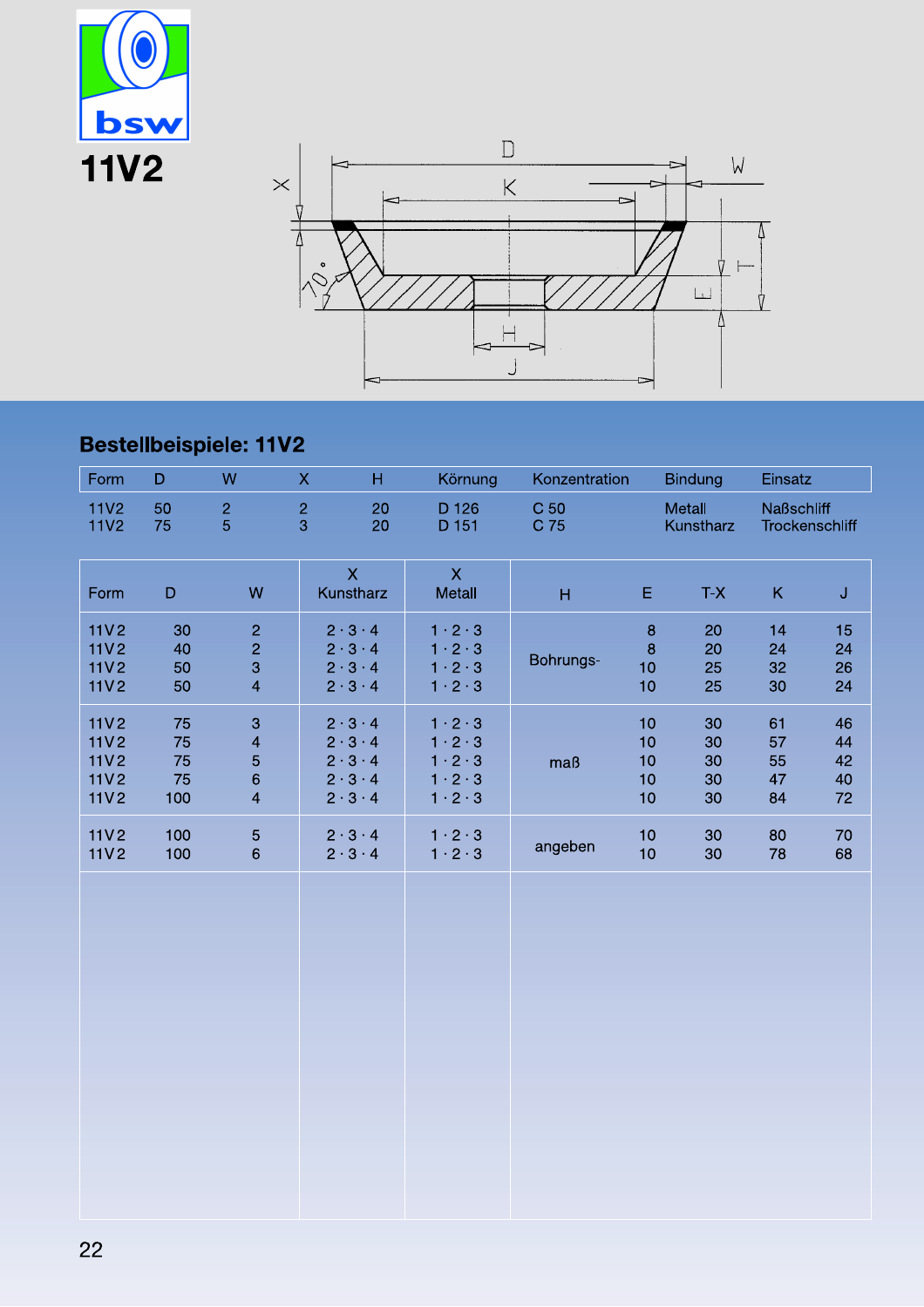# 11V2

## Bestellbeispiele: 11V2

| Form | D | W | X | H | Körnung | Konzentration | Bindung | Einsatz |
|---|---|---|---|---|---|---|---|---|
| 11V2 | 50 | 2 | 2 | 20 | D 126 | C 50 | Metall | Naßschliff |
| 11V2 | 75 | 5 | 3 | 20 | D 151 | C 75 | Kunstharz | Trockenschliff |

| Form | D | W | X Kunstharz | X Metall | H | E | T-X | K | J |
|---|---|---|---|---|---|---|---|---|---|
| 11V2 | 30 | 2 | 2 · 3 · 4 | 1 · 2 · 3 | Bohrungs- | 8 | 20 | 14 | 15 |
| 11V2 | 40 | 2 | 2 · 3 · 4 | 1 · 2 · 3 | | 8 | 20 | 24 | 24 |
| 11V2 | 50 | 3 | 2 · 3 · 4 | 1 · 2 · 3 | | 10 | 25 | 32 | 26 |
| 11V2 | 50 | 4 | 2 · 3 · 4 | 1 · 2 · 3 | | 10 | 25 | 30 | 24 |
| 11V2 | 75 | 3 | 2 · 3 · 4 | 1 · 2 · 3 | maß | 10 | 30 | 61 | 46 |
| 11V2 | 75 | 4 | 2 · 3 · 4 | 1 · 2 · 3 | | 10 | 30 | 57 | 44 |
| 11V2 | 75 | 5 | 2 · 3 · 4 | 1 · 2 · 3 | | 10 | 30 | 55 | 42 |
| 11V2 | 75 | 6 | 2 · 3 · 4 | 1 · 2 · 3 | | 10 | 30 | 47 | 40 |
| 11V2 | 100 | 4 | 2 · 3 · 4 | 1 · 2 · 3 | | 10 | 30 | 84 | 72 |
| 11V2 | 100 | 5 | 2 · 3 · 4 | 1 · 2 · 3 | angeben | 10 | 30 | 80 | 70 |
| 11V2 | 100 | 6 | 2 · 3 · 4 | 1 · 2 · 3 | | 10 | 30 | 78 | 68 |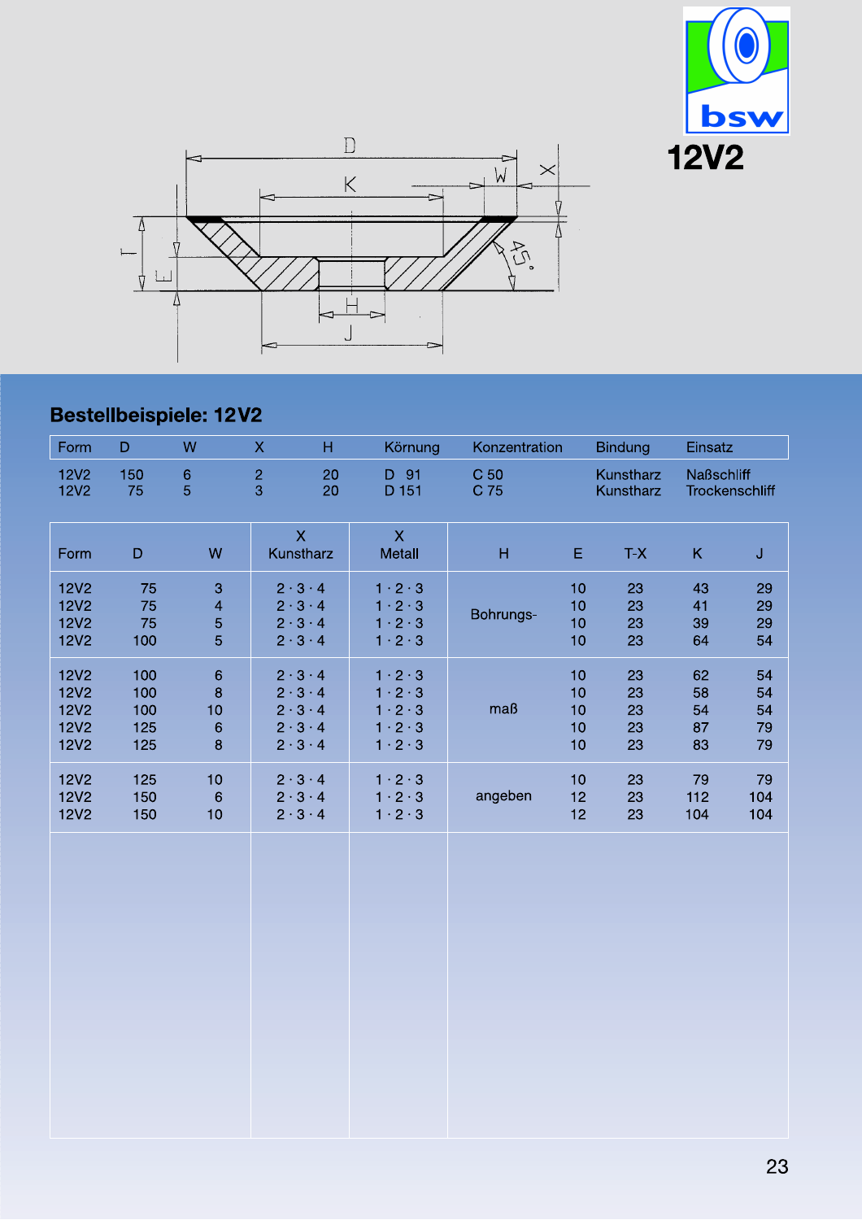# 12V2

## Bestellbeispiele: 12V2

| Form | D | W | X | H | Körnung | Konzentration | Bindung | Einsatz |
|---|---|---|---|---|---|---|---|---|
| 12V2 | 150 | 6 | 2 | 20 | D 91 | C 50 | Kunstharz | Naßschliff |
| 12V2 | 75 | 5 | 3 | 20 | D 151 | C 75 | Kunstharz | Trockenschliff |

| Form | D | W | X Kunstharz | X Metall | H | E | T-X | K | J |
|---|---|---|---|---|---|---|---|---|---|
| 12V2 | 75 | 3 | 2 · 3 · 4 | 1 · 2 · 3 | Bohrungs- | 10 | 23 | 43 | 29 |
| 12V2 | 75 | 4 | 2 · 3 · 4 | 1 · 2 · 3 | | 10 | 23 | 41 | 29 |
| 12V2 | 75 | 5 | 2 · 3 · 4 | 1 · 2 · 3 | | 10 | 23 | 39 | 29 |
| 12V2 | 100 | 5 | 2 · 3 · 4 | 1 · 2 · 3 | | 10 | 23 | 64 | 54 |
| 12V2 | 100 | 6 | 2 · 3 · 4 | 1 · 2 · 3 | maß | 10 | 23 | 62 | 54 |
| 12V2 | 100 | 8 | 2 · 3 · 4 | 1 · 2 · 3 | | 10 | 23 | 58 | 54 |
| 12V2 | 100 | 10 | 2 · 3 · 4 | 1 · 2 · 3 | | 10 | 23 | 54 | 54 |
| 12V2 | 125 | 6 | 2 · 3 · 4 | 1 · 2 · 3 | | 10 | 23 | 87 | 79 |
| 12V2 | 125 | 8 | 2 · 3 · 4 | 1 · 2 · 3 | | 10 | 23 | 83 | 79 |
| 12V2 | 125 | 10 | 2 · 3 · 4 | 1 · 2 · 3 | angeben | 10 | 23 | 79 | 79 |
| 12V2 | 150 | 6 | 2 · 3 · 4 | 1 · 2 · 3 | | 12 | 23 | 112 | 104 |
| 12V2 | 150 | 10 | 2 · 3 · 4 | 1 · 2 · 3 | | 12 | 23 | 104 | 104 |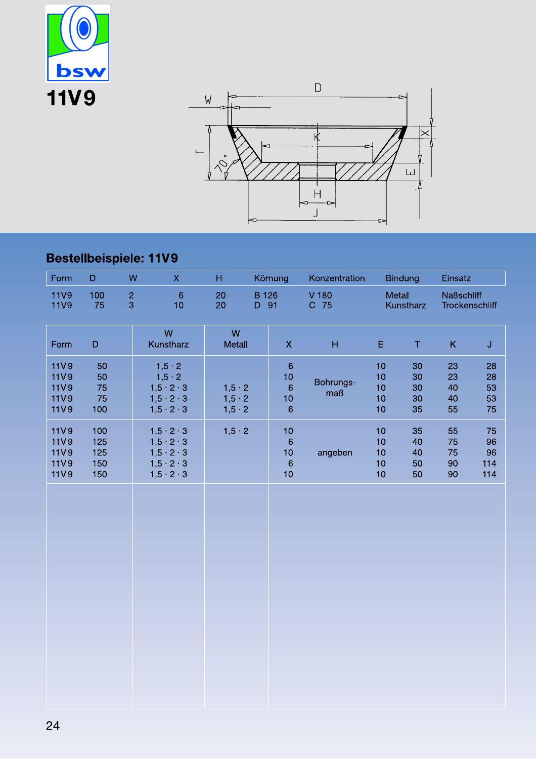# 11V9

## Bestellbeispiele: 11V9

| Form | D | W | X | H | Körnung | Konzentration | Bindung | Einsatz |
|---|---|---|---|---|---|---|---|---|
| 11V9 | 100 | 2 | 6 | 20 | B 126 | V 180 | Metall | Naßschliff |
| 11V9 | 75 | 3 | 10 | 20 | D 91 | C 75 | Kunstharz | Trockenschliff |

| Form | D | W Kunstharz | W Metall | X | H | E | T | K | J |
|---|---|---|---|---|---|---|---|---|---|
| 11V9 | 50 | 1,5 · 2 | | 6 | Bohrungsmaß | 10 | 30 | 23 | 28 |
| 11V9 | 50 | 1,5 · 2 | | 10 | | 10 | 30 | 23 | 28 |
| 11V9 | 75 | 1,5 · 2 · 3 | 1,5 · 2 | 6 | | 10 | 30 | 40 | 53 |
| 11V9 | 75 | 1,5 · 2 · 3 | 1,5 · 2 | 10 | | 10 | 30 | 40 | 53 |
| 11V9 | 100 | 1,5 · 2 · 3 | 1,5 · 2 | 6 | | 10 | 35 | 55 | 75 |
| 11V9 | 100 | 1,5 · 2 · 3 | 1,5 · 2 | 10 | angeben | 10 | 35 | 55 | 75 |
| 11V9 | 125 | 1,5 · 2 · 3 | | 6 | | 10 | 40 | 75 | 96 |
| 11V9 | 125 | 1,5 · 2 · 3 | | 10 | | 10 | 40 | 75 | 96 |
| 11V9 | 150 | 1,5 · 2 · 3 | | 6 | | 10 | 50 | 90 | 114 |
| 11V9 | 150 | 1,5 · 2 · 3 | | 10 | | 10 | 50 | 90 | 114 |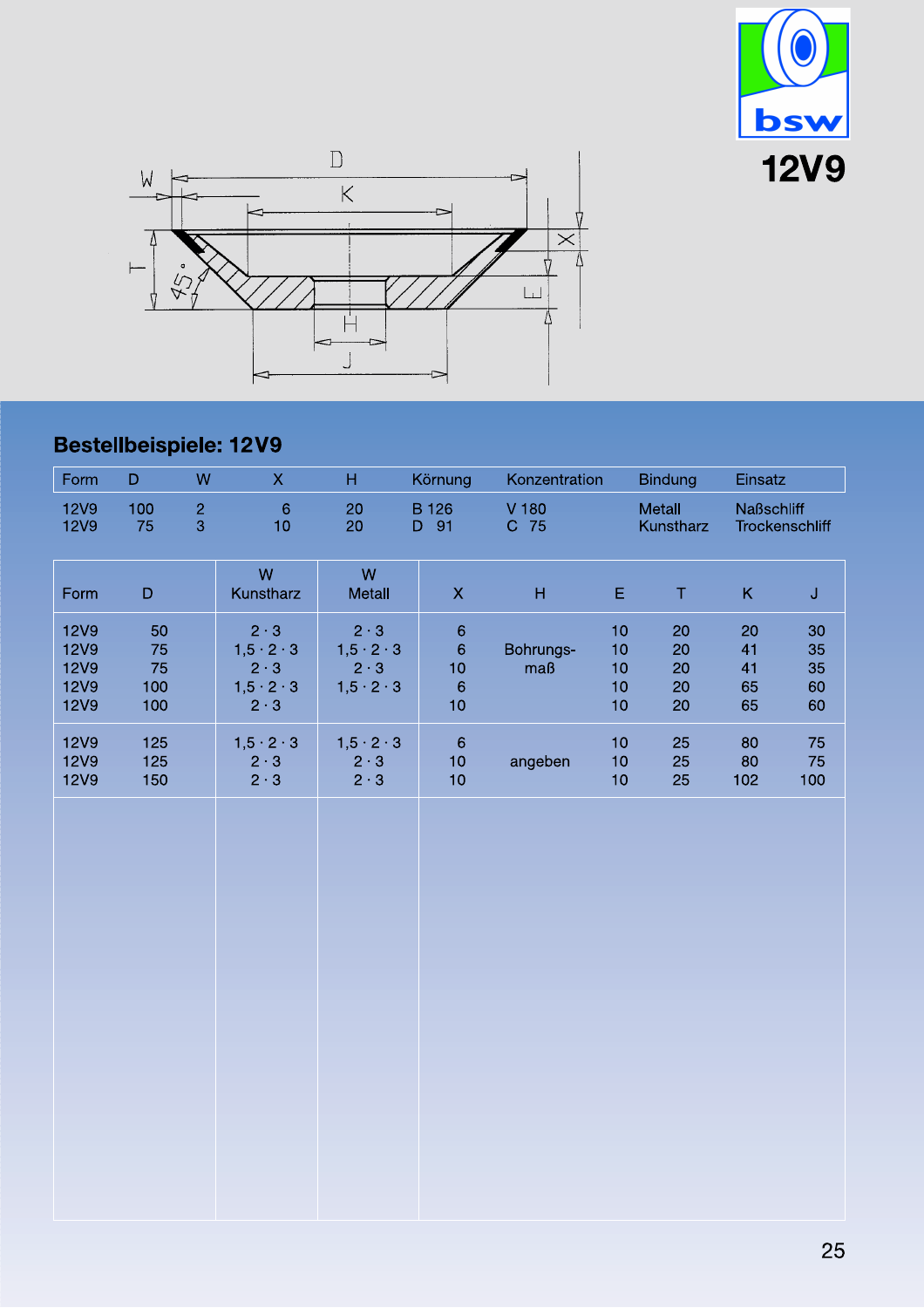# 12V9

## Bestellbeispiele: 12V9

| Form | D | W | X | H | Körnung | Konzentration | Bindung | Einsatz |
|---|---|---|---|---|---|---|---|---|
| 12V9 | 100 | 2 | 6 | 20 | B 126 | V 180 | Metall | Naßschliff |
| 12V9 | 75 | 3 | 10 | 20 | D 91 | C 75 | Kunstharz | Trockenschliff |

| Form | D | W Kunstharz | W Metall | X | H | E | T | K | J |
|---|---|---|---|---|---|---|---|---|---|
| 12V9 | 50 | 2 · 3 | 2 · 3 | 6 | Bohrungs-maß | 10 | 20 | 20 | 30 |
| 12V9 | 75 | 1,5 · 2 · 3 | 1,5 · 2 · 3 | 6 | | 10 | 20 | 41 | 35 |
| 12V9 | 75 | 2 · 3 | 2 · 3 | 10 | | 10 | 20 | 41 | 35 |
| 12V9 | 100 | 1,5 · 2 · 3 | 1,5 · 2 · 3 | 6 | | 10 | 20 | 65 | 60 |
| 12V9 | 100 | 2 · 3 | | 10 | | 10 | 20 | 65 | 60 |
| 12V9 | 125 | 1,5 · 2 · 3 | 1,5 · 2 · 3 | 6 | angeben | 10 | 25 | 80 | 75 |
| 12V9 | 125 | 2 · 3 | 2 · 3 | 10 | | 10 | 25 | 80 | 75 |
| 12V9 | 150 | 2 · 3 | 2 · 3 | 10 | | 10 | 25 | 102 | 100 |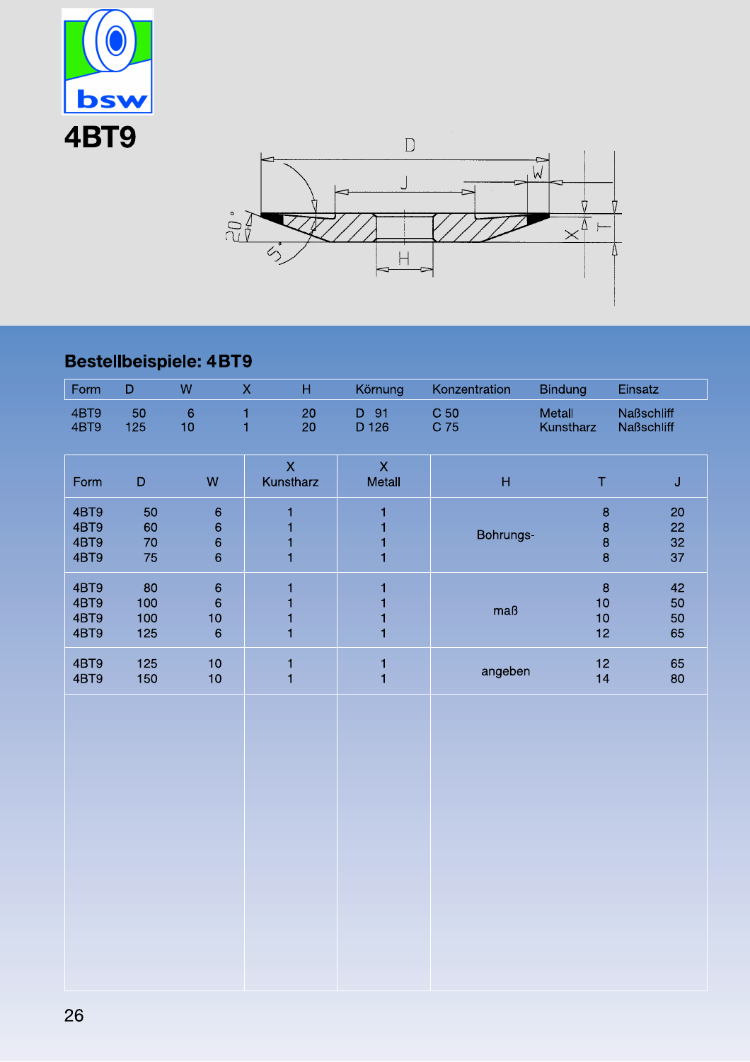# 4BT9

## Bestellbeispiele: 4BT9

| Form | D | W | X | H | Körnung | Konzentration | Bindung | Einsatz |
|---|---|---|---|---|---|---|---|---|
| 4BT9 | 50 | 6 | 1 | 20 | D 91 | C 50 | Metall | Naßschliff |
| 4BT9 | 125 | 10 | 1 | 20 | D 126 | C 75 | Kunstharz | Naßschliff |

| Form | D | W | X Kunstharz | X Metall | H | T | J |
|---|---|---|---|---|---|---|---|
| 4BT9 | 50 | 6 | 1 | 1 | Bohrungs- | 8 | 20 |
| 4BT9 | 60 | 6 | 1 | 1 | | 8 | 22 |
| 4BT9 | 70 | 6 | 1 | 1 | | 8 | 32 |
| 4BT9 | 75 | 6 | 1 | 1 | | 8 | 37 |
| 4BT9 | 80 | 6 | 1 | 1 | maß | 8 | 42 |
| 4BT9 | 100 | 6 | 1 | 1 | | 10 | 50 |
| 4BT9 | 100 | 10 | 1 | 1 | | 10 | 50 |
| 4BT9 | 125 | 6 | 1 | 1 | | 12 | 65 |
| 4BT9 | 125 | 10 | 1 | 1 | angeben | 12 | 65 |
| 4BT9 | 150 | 10 | 1 | 1 | | 14 | 80 |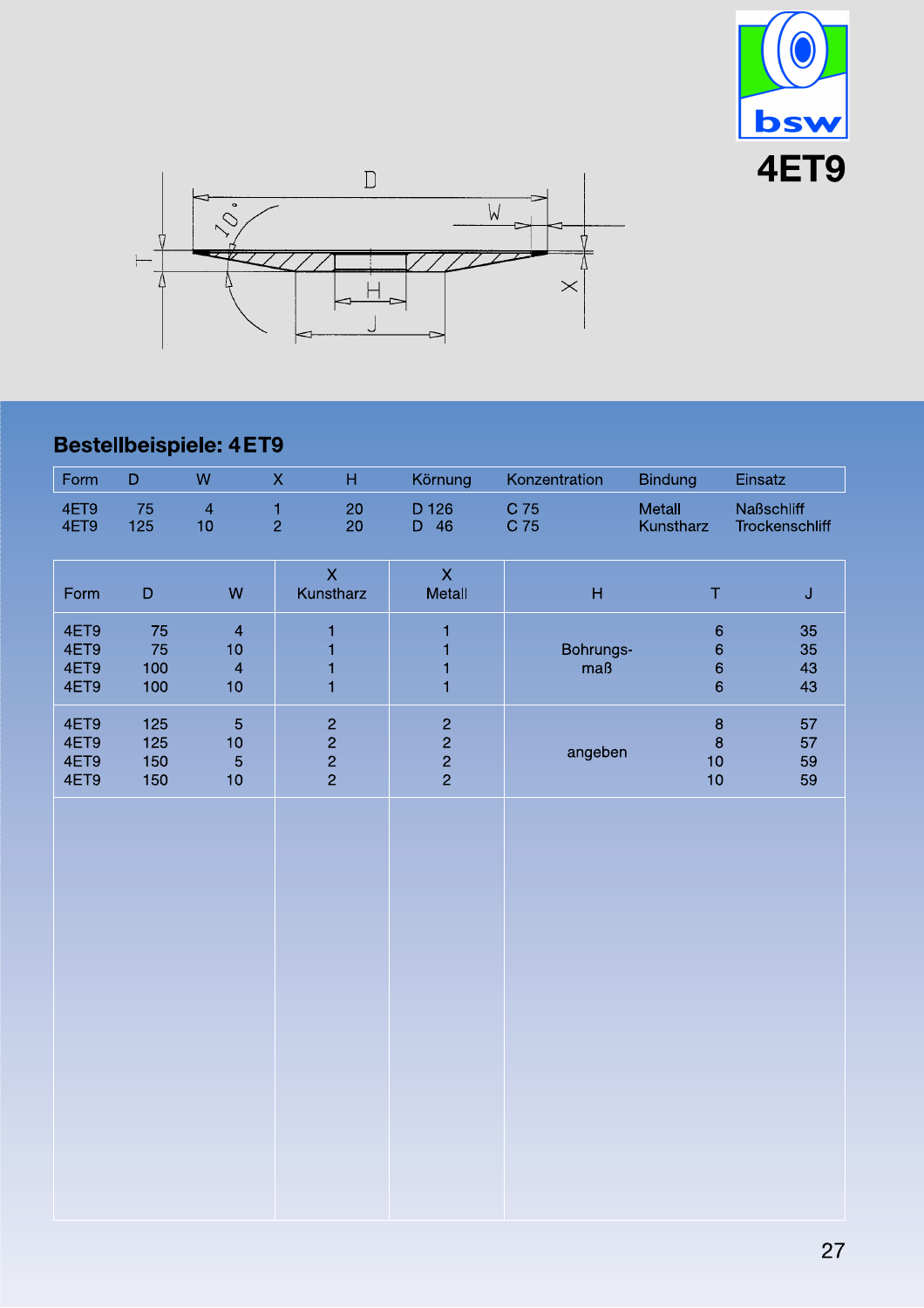# 4ET9

## Bestellbeispiele: 4ET9

| Form | D | W | X | H | Körnung | Konzentration | Bindung | Einsatz |
|---|---|---|---|---|---|---|---|---|
| 4ET9 | 75 | 4 | 1 | 20 | D 126 | C 75 | Metall | Naßschliff |
| 4ET9 | 125 | 10 | 2 | 20 | D 46 | C 75 | Kunstharz | Trockenschliff |

| Form | D | W | X Kunstharz | X Metall | H | T | J |
|---|---|---|---|---|---|---|---|
| 4ET9 | 75 | 4 | 1 | 1 | Bohrungs-maß | 6 | 35 |
| 4ET9 | 75 | 10 | 1 | 1 | | 6 | 35 |
| 4ET9 | 100 | 4 | 1 | 1 | | 6 | 43 |
| 4ET9 | 100 | 10 | 1 | 1 | | 6 | 43 |
| 4ET9 | 125 | 5 | 2 | 2 | angeben | 8 | 57 |
| 4ET9 | 125 | 10 | 2 | 2 | | 8 | 57 |
| 4ET9 | 150 | 5 | 2 | 2 | | 10 | 59 |
| 4ET9 | 150 | 10 | 2 | 2 | | 10 | 59 |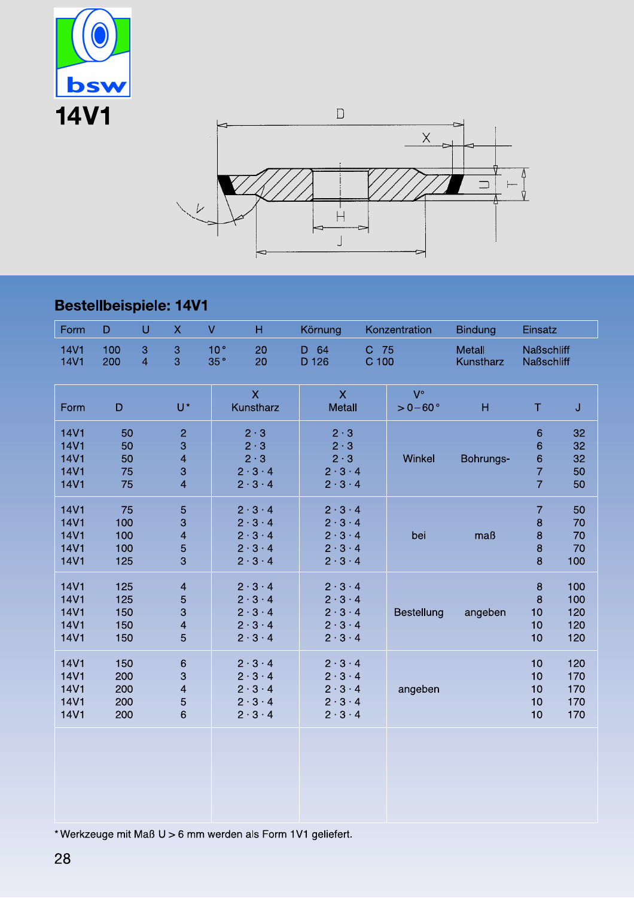# 14V1

## Bestellbeispiele: 14V1

| Form | D | U | X | V | H | Körnung | Konzentration | Bindung | Einsatz |
|---|---|---|---|---|---|---|---|---|---|
| 14V1 | 100 | 3 | 3 | 10 ° | 20 | D 64 | C 75 | Metall | Naßschliff |
| 14V1 | 200 | 4 | 3 | 35 ° | 20 | D 126 | C 100 | Kunstharz | Naßschliff |

| Form | D | U* | X Kunstharz | X Metall | V° > 0 – 60 ° | H | T | J |
|---|---|---|---|---|---|---|---|---|
| 14V1 | 50 | 2 | 2 · 3 | 2 · 3 | | | 6 | 32 |
| 14V1 | 50 | 3 | 2 · 3 | 2 · 3 | | | 6 | 32 |
| 14V1 | 50 | 4 | 2 · 3 | 2 · 3 | Winkel | Bohrungs- | 6 | 32 |
| 14V1 | 75 | 3 | 2 · 3 · 4 | 2 · 3 · 4 | | | 7 | 50 |
| 14V1 | 75 | 4 | 2 · 3 · 4 | 2 · 3 · 4 | | | 7 | 50 |
| 14V1 | 75 | 5 | 2 · 3 · 4 | 2 · 3 · 4 | | | 7 | 50 |
| 14V1 | 100 | 3 | 2 · 3 · 4 | 2 · 3 · 4 | | | 8 | 70 |
| 14V1 | 100 | 4 | 2 · 3 · 4 | 2 · 3 · 4 | bei | maß | 8 | 70 |
| 14V1 | 100 | 5 | 2 · 3 · 4 | 2 · 3 · 4 | | | 8 | 70 |
| 14V1 | 125 | 3 | 2 · 3 · 4 | 2 · 3 · 4 | | | 8 | 100 |
| 14V1 | 125 | 4 | 2 · 3 · 4 | 2 · 3 · 4 | | | 8 | 100 |
| 14V1 | 125 | 5 | 2 · 3 · 4 | 2 · 3 · 4 | | | 8 | 100 |
| 14V1 | 150 | 3 | 2 · 3 · 4 | 2 · 3 · 4 | Bestellung | angeben | 10 | 120 |
| 14V1 | 150 | 4 | 2 · 3 · 4 | 2 · 3 · 4 | | | 10 | 120 |
| 14V1 | 150 | 5 | 2 · 3 · 4 | 2 · 3 · 4 | | | 10 | 120 |
| 14V1 | 150 | 6 | 2 · 3 · 4 | 2 · 3 · 4 | | | 10 | 120 |
| 14V1 | 200 | 3 | 2 · 3 · 4 | 2 · 3 · 4 | | | 10 | 170 |
| 14V1 | 200 | 4 | 2 · 3 · 4 | 2 · 3 · 4 | angeben | | 10 | 170 |
| 14V1 | 200 | 5 | 2 · 3 · 4 | 2 · 3 · 4 | | | 10 | 170 |
| 14V1 | 200 | 6 | 2 · 3 · 4 | 2 · 3 · 4 | | | 10 | 170 |

* Werkzeuge mit Maß U > 6 mm werden als Form 1V1 geliefert.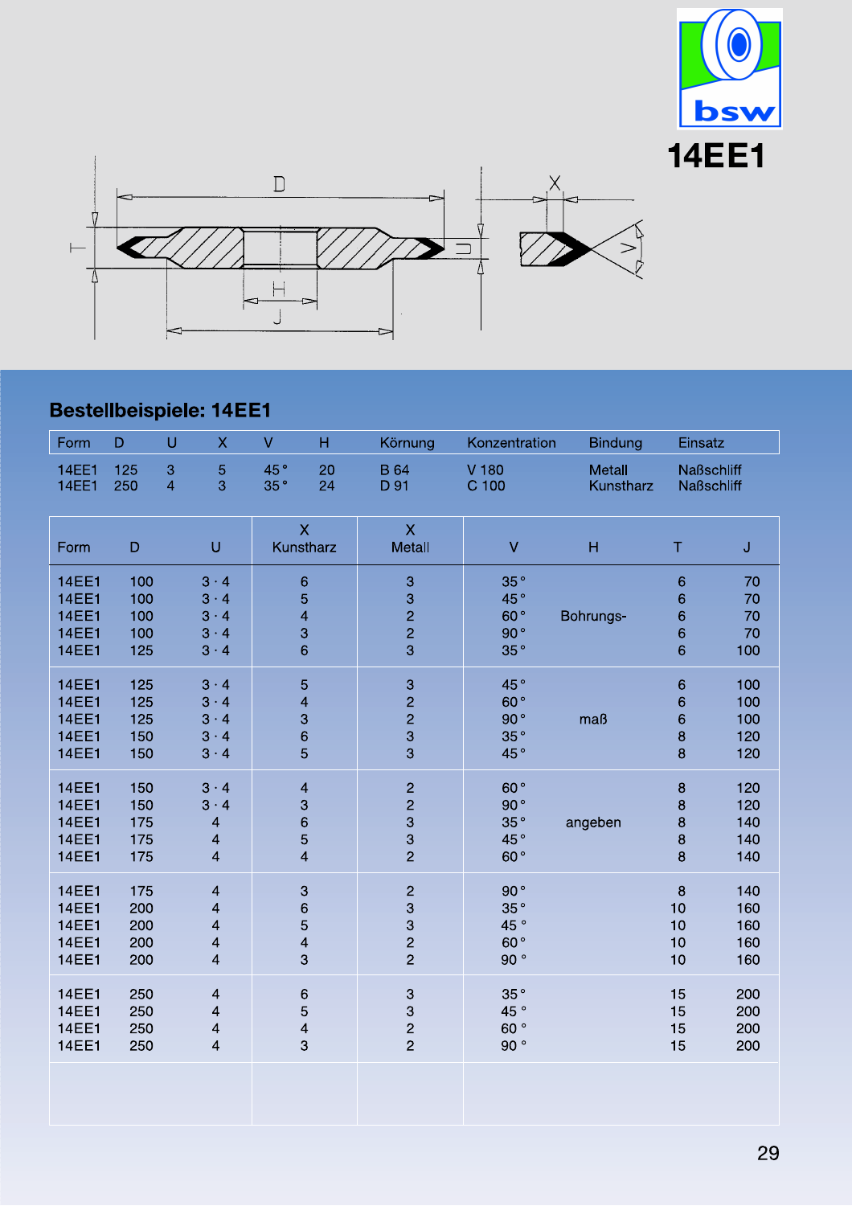# 14EE1

## Bestellbeispiele: 14EE1

| Form | D | U | X | V | H | Körnung | Konzentration | Bindung | Einsatz |
|---|---|---|---|---|---|---|---|---|---|
| 14EE1 | 125 | 3 | 5 | 45° | 20 | B 64 | V 180 | Metall | Naßschliff |
| 14EE1 | 250 | 4 | 3 | 35° | 24 | D 91 | C 100 | Kunstharz | Naßschliff |

| Form | D | U | X Kunstharz | X Metall | V | H | T | J |
|---|---|---|---|---|---|---|---|---|
| 14EE1 | 100 | 3 · 4 | 6 | 3 | 35° | Bohrungs- | 6 | 70 |
| 14EE1 | 100 | 3 · 4 | 5 | 3 | 45° | | 6 | 70 |
| 14EE1 | 100 | 3 · 4 | 4 | 2 | 60° | | 6 | 70 |
| 14EE1 | 100 | 3 · 4 | 3 | 2 | 90° | | 6 | 70 |
| 14EE1 | 125 | 3 · 4 | 6 | 3 | 35° | | 6 | 100 |
| 14EE1 | 125 | 3 · 4 | 5 | 3 | 45° | maß | 6 | 100 |
| 14EE1 | 125 | 3 · 4 | 4 | 2 | 60° | | 6 | 100 |
| 14EE1 | 125 | 3 · 4 | 3 | 2 | 90° | | 6 | 100 |
| 14EE1 | 150 | 3 · 4 | 6 | 3 | 35° | | 8 | 120 |
| 14EE1 | 150 | 3 · 4 | 5 | 3 | 45° | | 8 | 120 |
| 14EE1 | 150 | 3 · 4 | 4 | 2 | 60° | angeben | 8 | 120 |
| 14EE1 | 150 | 3 · 4 | 3 | 2 | 90° | | 8 | 120 |
| 14EE1 | 175 | 4 | 6 | 3 | 35° | | 8 | 140 |
| 14EE1 | 175 | 4 | 5 | 3 | 45° | | 8 | 140 |
| 14EE1 | 175 | 4 | 4 | 2 | 60° | | 8 | 140 |
| 14EE1 | 175 | 4 | 3 | 2 | 90° | | 8 | 140 |
| 14EE1 | 200 | 4 | 6 | 3 | 35° | | 10 | 160 |
| 14EE1 | 200 | 4 | 5 | 3 | 45° | | 10 | 160 |
| 14EE1 | 200 | 4 | 4 | 2 | 60° | | 10 | 160 |
| 14EE1 | 200 | 4 | 3 | 2 | 90° | | 10 | 160 |
| 14EE1 | 250 | 4 | 6 | 3 | 35° | | 15 | 200 |
| 14EE1 | 250 | 4 | 5 | 3 | 45° | | 15 | 200 |
| 14EE1 | 250 | 4 | 4 | 2 | 60° | | 15 | 200 |
| 14EE1 | 250 | 4 | 3 | 2 | 90° | | 15 | 200 |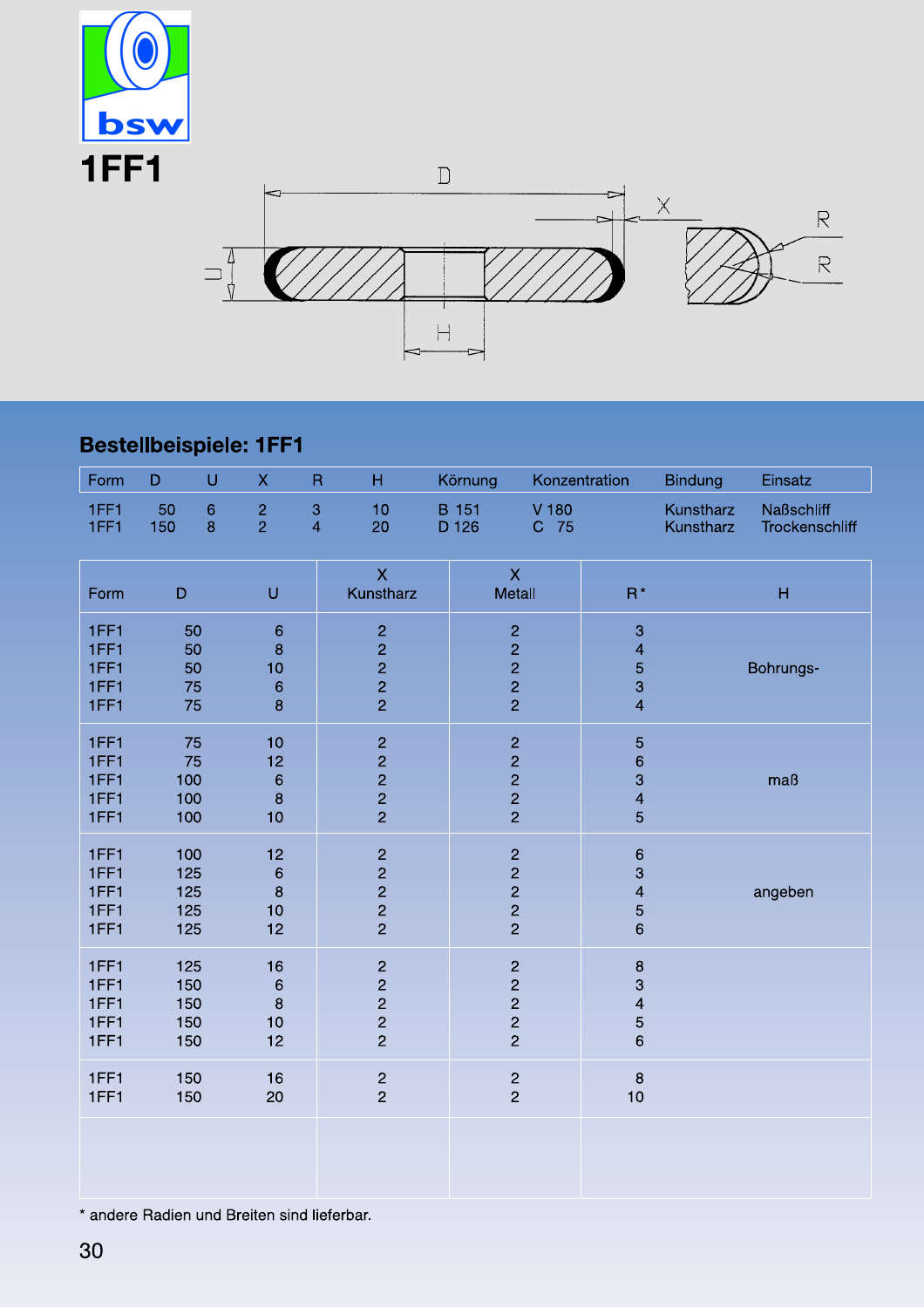# 1FF1

## Bestellbeispiele: 1FF1

| Form | D | U | X | R | H | Körnung | Konzentration | Bindung | Einsatz |
|---|---|---|---|---|---|---|---|---|---|
| 1FF1 | 50 | 6 | 2 | 3 | 10 | B 151 | V 180 | Kunstharz | Naßschliff |
| 1FF1 | 150 | 8 | 2 | 4 | 20 | D 126 | C 75 | Kunstharz | Trockenschliff |

| Form | D | U | X Kunstharz | X Metall | R* | H |
|---|---|---|---|---|---|---|
| 1FF1 | 50 | 6 | 2 | 2 | 3 | |
| 1FF1 | 50 | 8 | 2 | 2 | 4 | |
| 1FF1 | 50 | 10 | 2 | 2 | 5 | Bohrungs- |
| 1FF1 | 75 | 6 | 2 | 2 | 3 | |
| 1FF1 | 75 | 8 | 2 | 2 | 4 | |
| 1FF1 | 75 | 10 | 2 | 2 | 5 | |
| 1FF1 | 75 | 12 | 2 | 2 | 6 | |
| 1FF1 | 100 | 6 | 2 | 2 | 3 | maß |
| 1FF1 | 100 | 8 | 2 | 2 | 4 | |
| 1FF1 | 100 | 10 | 2 | 2 | 5 | |
| 1FF1 | 100 | 12 | 2 | 2 | 6 | |
| 1FF1 | 125 | 6 | 2 | 2 | 3 | |
| 1FF1 | 125 | 8 | 2 | 2 | 4 | angeben |
| 1FF1 | 125 | 10 | 2 | 2 | 5 | |
| 1FF1 | 125 | 12 | 2 | 2 | 6 | |
| 1FF1 | 125 | 16 | 2 | 2 | 8 | |
| 1FF1 | 150 | 6 | 2 | 2 | 3 | |
| 1FF1 | 150 | 8 | 2 | 2 | 4 | |
| 1FF1 | 150 | 10 | 2 | 2 | 5 | |
| 1FF1 | 150 | 12 | 2 | 2 | 6 | |
| 1FF1 | 150 | 16 | 2 | 2 | 8 | |
| 1FF1 | 150 | 20 | 2 | 2 | 10 | |

* andere Radien und Breiten sind lieferbar.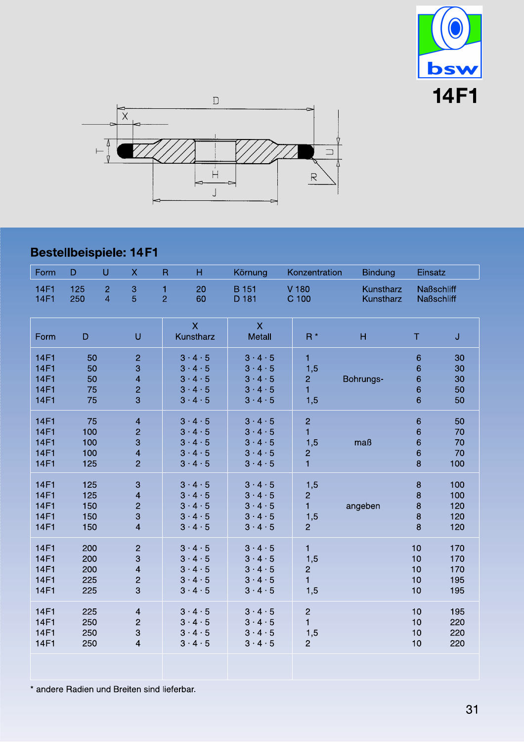# 14F1

## Bestellbeispiele: 14 F1

| Form | D | U | X | R | H | Körnung | Konzentration | Bindung | Einsatz |
|---|---|---|---|---|---|---|---|---|---|
| 14F1 | 125 | 2 | 3 | 1 | 20 | B 151 | V 180 | Kunstharz | Naßschliff |
| 14F1 | 250 | 4 | 5 | 2 | 60 | D 181 | C 100 | Kunstharz | Naßschliff |

| Form | D | U | X Kunstharz | X Metall | R * | H | T | J |
|---|---|---|---|---|---|---|---|---|
| 14F1 | 50 | 2 | 3 · 4 · 5 | 3 · 4 · 5 | 1 | | 6 | 30 |
| 14F1 | 50 | 3 | 3 · 4 · 5 | 3 · 4 · 5 | 1,5 | | 6 | 30 |
| 14F1 | 50 | 4 | 3 · 4 · 5 | 3 · 4 · 5 | 2 | Bohrungs- | 6 | 30 |
| 14F1 | 75 | 2 | 3 · 4 · 5 | 3 · 4 · 5 | 1 | | 6 | 50 |
| 14F1 | 75 | 3 | 3 · 4 · 5 | 3 · 4 · 5 | 1,5 | | 6 | 50 |
| 14F1 | 75 | 4 | 3 · 4 · 5 | 3 · 4 · 5 | 2 | | 6 | 50 |
| 14F1 | 100 | 2 | 3 · 4 · 5 | 3 · 4 · 5 | 1 | | 6 | 70 |
| 14F1 | 100 | 3 | 3 · 4 · 5 | 3 · 4 · 5 | 1,5 | maß | 6 | 70 |
| 14F1 | 100 | 4 | 3 · 4 · 5 | 3 · 4 · 5 | 2 | | 6 | 70 |
| 14F1 | 125 | 2 | 3 · 4 · 5 | 3 · 4 · 5 | 1 | | 8 | 100 |
| 14F1 | 125 | 3 | 3 · 4 · 5 | 3 · 4 · 5 | 1,5 | | 8 | 100 |
| 14F1 | 125 | 4 | 3 · 4 · 5 | 3 · 4 · 5 | 2 | | 8 | 100 |
| 14F1 | 150 | 2 | 3 · 4 · 5 | 3 · 4 · 5 | 1 | angeben | 8 | 120 |
| 14F1 | 150 | 3 | 3 · 4 · 5 | 3 · 4 · 5 | 1,5 | | 8 | 120 |
| 14F1 | 150 | 4 | 3 · 4 · 5 | 3 · 4 · 5 | 2 | | 8 | 120 |
| 14F1 | 200 | 2 | 3 · 4 · 5 | 3 · 4 · 5 | 1 | | 10 | 170 |
| 14F1 | 200 | 3 | 3 · 4 · 5 | 3 · 4 · 5 | 1,5 | | 10 | 170 |
| 14F1 | 200 | 4 | 3 · 4 · 5 | 3 · 4 · 5 | 2 | | 10 | 170 |
| 14F1 | 225 | 2 | 3 · 4 · 5 | 3 · 4 · 5 | 1 | | 10 | 195 |
| 14F1 | 225 | 3 | 3 · 4 · 5 | 3 · 4 · 5 | 1,5 | | 10 | 195 |
| 14F1 | 225 | 4 | 3 · 4 · 5 | 3 · 4 · 5 | 2 | | 10 | 195 |
| 14F1 | 250 | 2 | 3 · 4 · 5 | 3 · 4 · 5 | 1 | | 10 | 220 |
| 14F1 | 250 | 3 | 3 · 4 · 5 | 3 · 4 · 5 | 1,5 | | 10 | 220 |
| 14F1 | 250 | 4 | 3 · 4 · 5 | 3 · 4 · 5 | 2 | | 10 | 220 |

* andere Radien und Breiten sind lieferbar.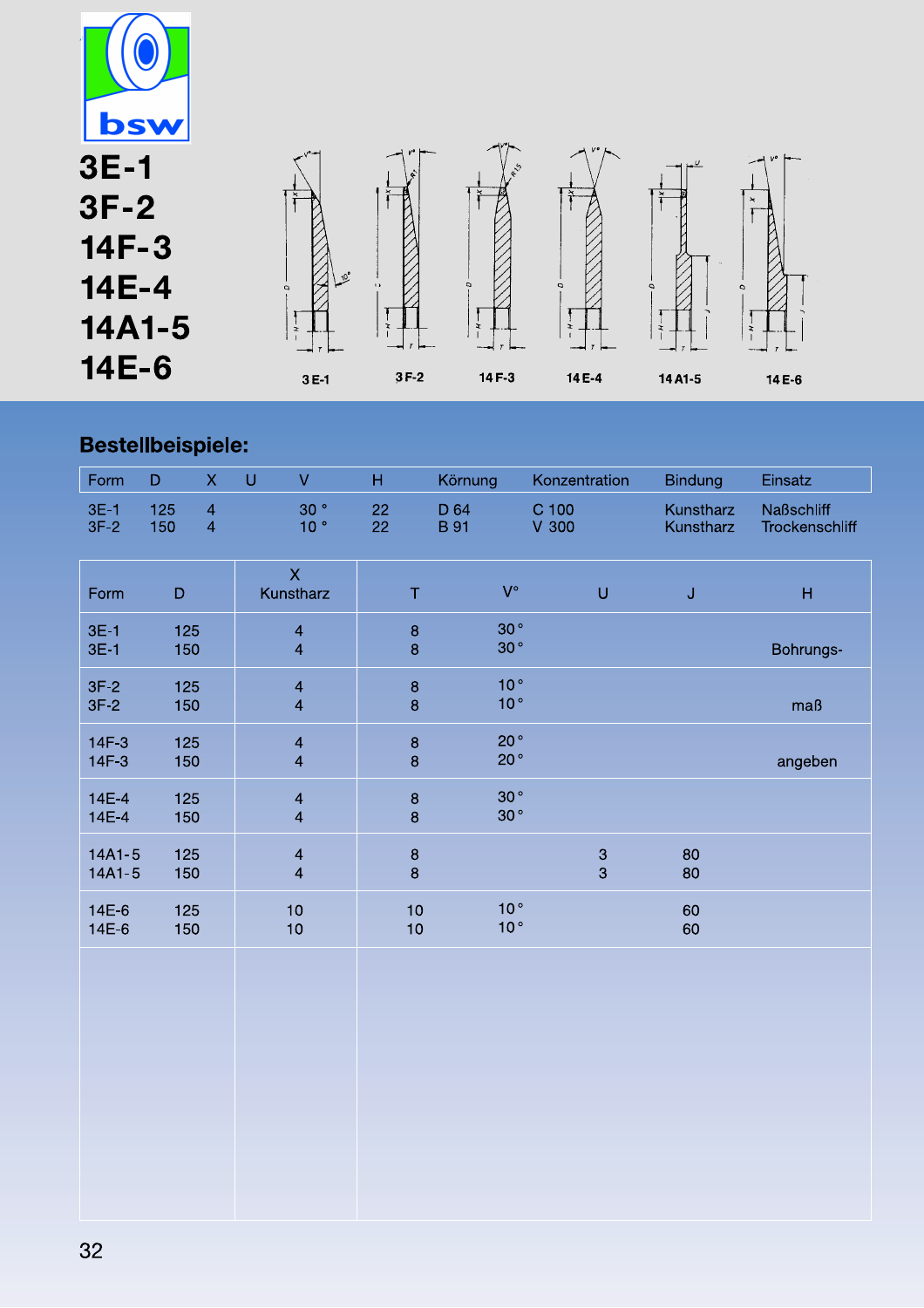# 3E-1
# 3F-2
# 14F-3
# 14E-4
# 14A1-5
# 14E-6

3 E-1 3 F-2 14 F-3 14 E-4 14 A1-5 14 E-6

## Bestellbeispiele:

| Form | D | X | U | V | H | Körnung | Konzentration | Bindung | Einsatz |
|---|---|---|---|---|---|---|---|---|---|
| 3E-1 | 125 | 4 | | 30 ° | 22 | D 64 | C 100 | Kunstharz | Naßschliff |
| 3F-2 | 150 | 4 | | 10 ° | 22 | B 91 | V 300 | Kunstharz | Trockenschliff |

| Form | D | X Kunstharz | T | V° | U | J | H |
|---|---|---|---|---|---|---|---|
| 3E-1 | 125 | 4 | 8 | 30 ° | | | |
| 3E-1 | 150 | 4 | 8 | 30 ° | | | Bohrungs- |
| 3F-2 | 125 | 4 | 8 | 10 ° | | | |
| 3F-2 | 150 | 4 | 8 | 10 ° | | | maß |
| 14F-3 | 125 | 4 | 8 | 20 ° | | | |
| 14F-3 | 150 | 4 | 8 | 20 ° | | | angeben |
| 14E-4 | 125 | 4 | 8 | 30 ° | | | |
| 14E-4 | 150 | 4 | 8 | 30 ° | | | |
| 14A1-5 | 125 | 4 | 8 | | 3 | 80 | |
| 14A1-5 | 150 | 4 | 8 | | 3 | 80 | |
| 14E-6 | 125 | 10 | 10 | 10 ° | | 60 | |
| 14E-6 | 150 | 10 | 10 | 10 ° | | 60 | |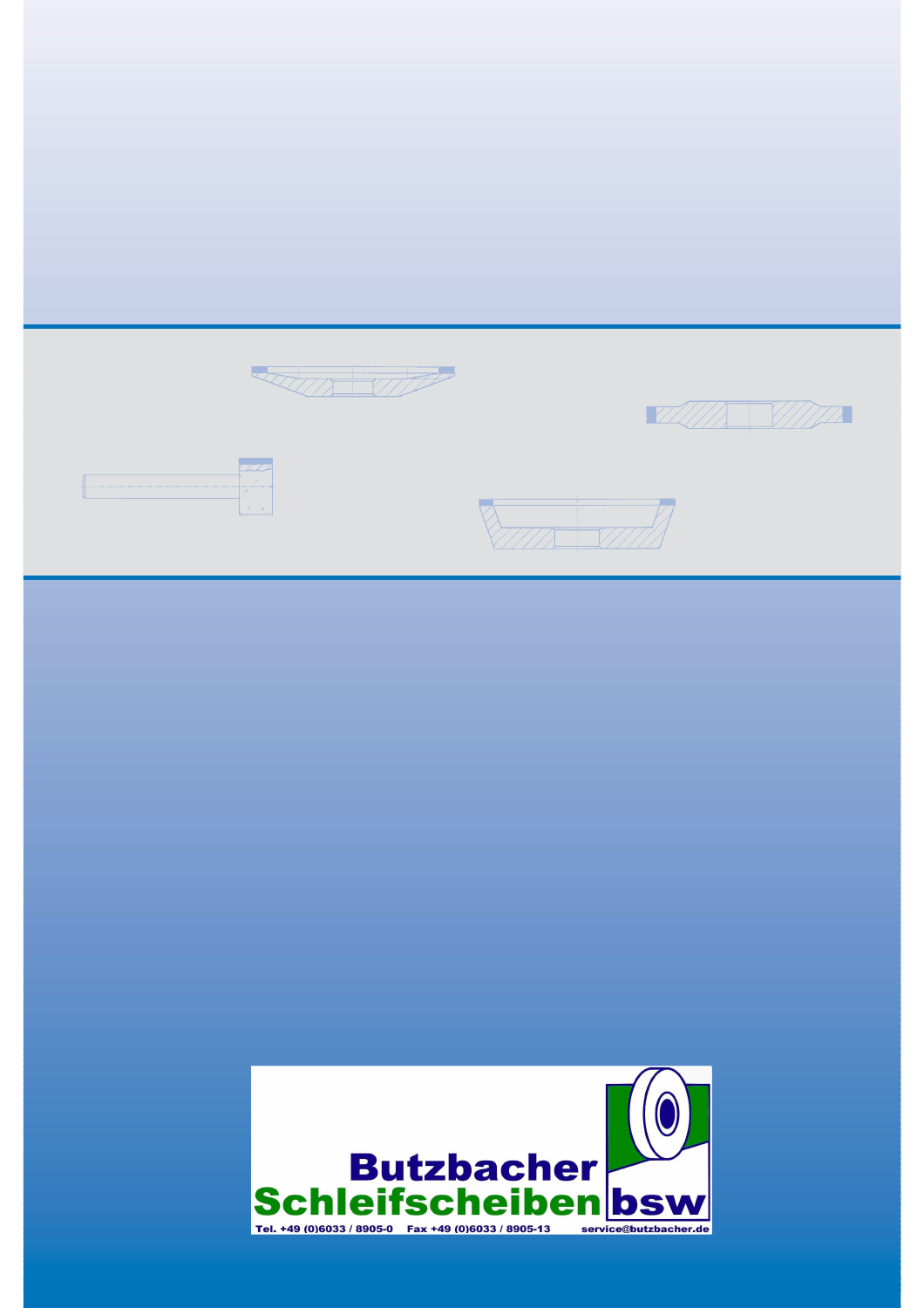Butzbacher Schleifscheiben bsw

Tel. +49 (0)6033 / 8905-0 Fax +49 (0)6033 / 8905-13 service@butzbacher.de